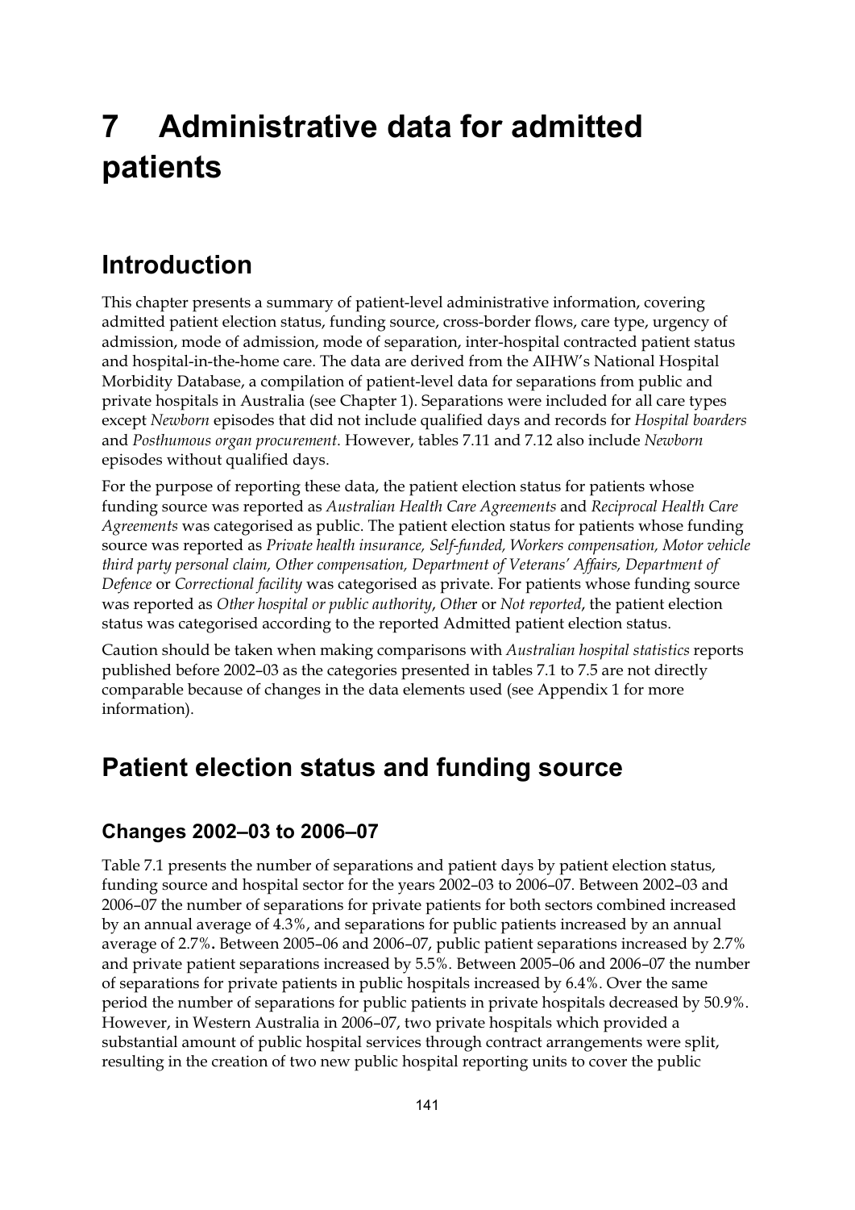# 7 Administrative data for admitted patients

## Introduction

This chapter presents a summary of patient-level administrative information, covering admitted patient election status, funding source, cross-border flows, care type, urgency of admission, mode of admission, mode of separation, inter-hospital contracted patient status and hospital-in-the-home care. The data are derived from the AIHW's National Hospital Morbidity Database, a compilation of patient-level data for separations from public and private hospitals in Australia (see Chapter 1). Separations were included for all care types except *Newborn* episodes that did not include qualified days and records for *Hospital boarders* and *Posthumous organ procurement*. However, tables 7.11 and 7.12 also include *Newborn* episodes without qualified days.

For the purpose of reporting these data, the patient election status for patients whose funding source was reported as *Australian Health Care Agreements* and *Reciprocal Health Care Agreements* was categorised as public. The patient election status for patients whose funding source was reported as *Private health insurance, Self-funded, Workers compensation, Motor vehicle third party personal claim, Other compensation, Department of Veterans' Affairs, Department of Defence* or *Correctional facility* was categorised as private. For patients whose funding source was reported as *Other hospital or public authority*, *Other* or *Not reported*, the patient election status was categorised according to the reported Admitted patient election status.

Caution should be taken when making comparisons with *Australian hospital statistics* reports published before 2002–03 as the categories presented in tables 7.1 to 7.5 are not directly comparable because of changes in the data elements used (see Appendix 1 for more information).

## Patient election status and funding source

### Changes 2002–03 to 2006–07

Table 7.1 presents the number of separations and patient days by patient election status, funding source and hospital sector for the years 2002–03 to 2006–07. Between 2002–03 and 2006–07 the number of separations for private patients for both sectors combined increased by an annual average of 4.3%, and separations for public patients increased by an annual average of 2.7%**.** Between 2005–06 and 2006–07, public patient separations increased by 2.7% and private patient separations increased by 5.5%. Between 2005–06 and 2006–07 the number of separations for private patients in public hospitals increased by 6.4%. Over the same period the number of separations for public patients in private hospitals decreased by 50.9%. However, in Western Australia in 2006–07, two private hospitals which provided a substantial amount of public hospital services through contract arrangements were split, resulting in the creation of two new public hospital reporting units to cover the public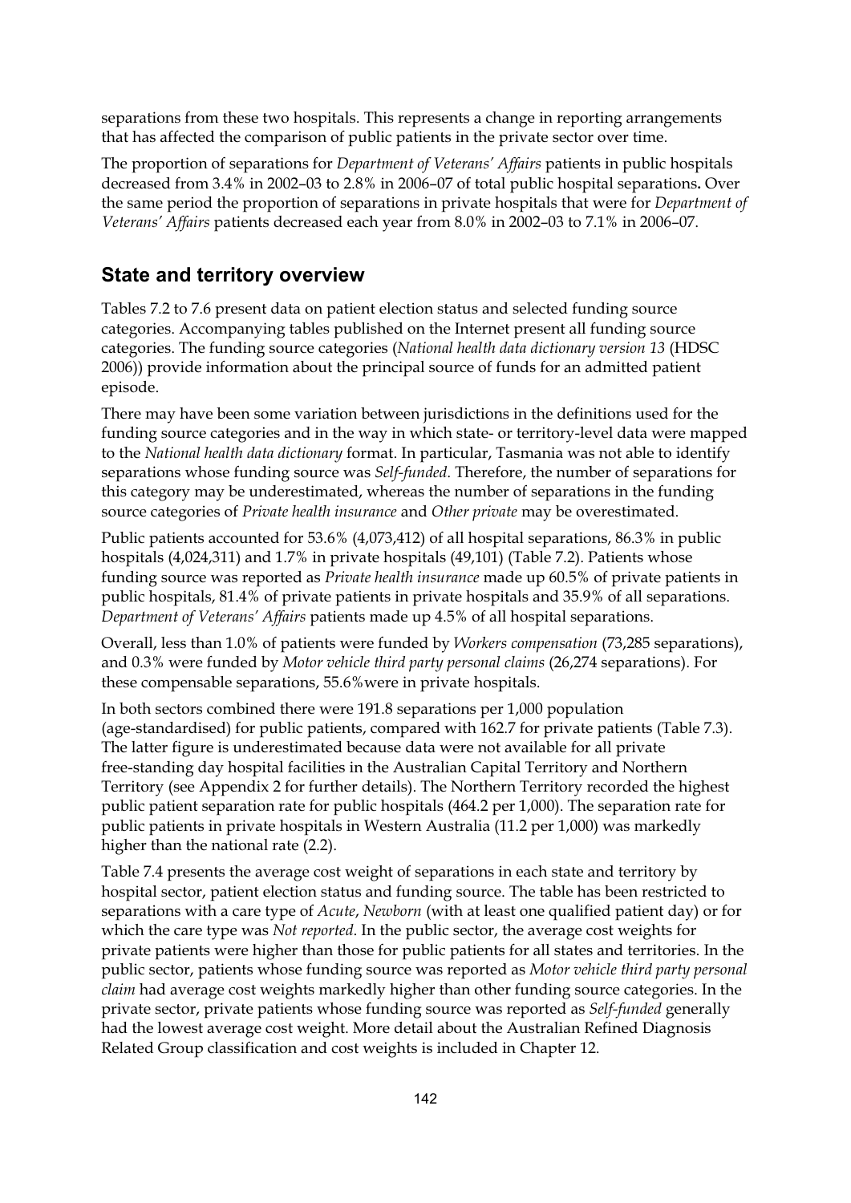separations from these two hospitals. This represents a change in reporting arrangements that has affected the comparison of public patients in the private sector over time.

The proportion of separations for *Department of Veterans' Affairs* patients in public hospitals decreased from 3.4% in 2002–03 to 2.8% in 2006–07 of total public hospital separations**.** Over the same period the proportion of separations in private hospitals that were for *Department of Veterans' Affairs* patients decreased each year from 8.0% in 2002–03 to 7.1% in 2006–07.

## State and territory overview

Tables 7.2 to 7.6 present data on patient election status and selected funding source categories. Accompanying tables published on the Internet present all funding source categories. The funding source categories (*National health data dictionary version 13* (HDSC 2006)) provide information about the principal source of funds for an admitted patient episode.

There may have been some variation between jurisdictions in the definitions used for the funding source categories and in the way in which state- or territory-level data were mapped to the *National health data dictionary* format. In particular, Tasmania was not able to identify separations whose funding source was *Self-funded*. Therefore, the number of separations for this category may be underestimated, whereas the number of separations in the funding source categories of *Private health insurance* and *Other private* may be overestimated.

Public patients accounted for 53.6% (4,073,412) of all hospital separations, 86.3% in public hospitals (4,024,311) and 1.7% in private hospitals (49,101) (Table 7.2). Patients whose funding source was reported as *Private health insurance* made up 60.5% of private patients in public hospitals, 81.4% of private patients in private hospitals and 35.9% of all separations. *Department of Veterans' Affairs* patients made up 4.5% of all hospital separations.

Overall, less than 1.0% of patients were funded by *Workers compensation* (73,285 separations), and 0.3% were funded by *Motor vehicle third party personal claims* (26,274 separations). For these compensable separations, 55.6%were in private hospitals.

In both sectors combined there were 191.8 separations per 1,000 population (age-standardised) for public patients, compared with 162.7 for private patients (Table 7.3). The latter figure is underestimated because data were not available for all private free-standing day hospital facilities in the Australian Capital Territory and Northern Territory (see Appendix 2 for further details). The Northern Territory recorded the highest public patient separation rate for public hospitals (464.2 per 1,000). The separation rate for public patients in private hospitals in Western Australia (11.2 per 1,000) was markedly higher than the national rate (2.2).

Table 7.4 presents the average cost weight of separations in each state and territory by hospital sector, patient election status and funding source. The table has been restricted to separations with a care type of *Acute*, *Newborn* (with at least one qualified patient day) or for which the care type was *Not reported*. In the public sector, the average cost weights for private patients were higher than those for public patients for all states and territories. In the public sector, patients whose funding source was reported as *Motor vehicle third party personal claim* had average cost weights markedly higher than other funding source categories. In the private sector, private patients whose funding source was reported as *Self-funded* generally had the lowest average cost weight. More detail about the Australian Refined Diagnosis Related Group classification and cost weights is included in Chapter 12.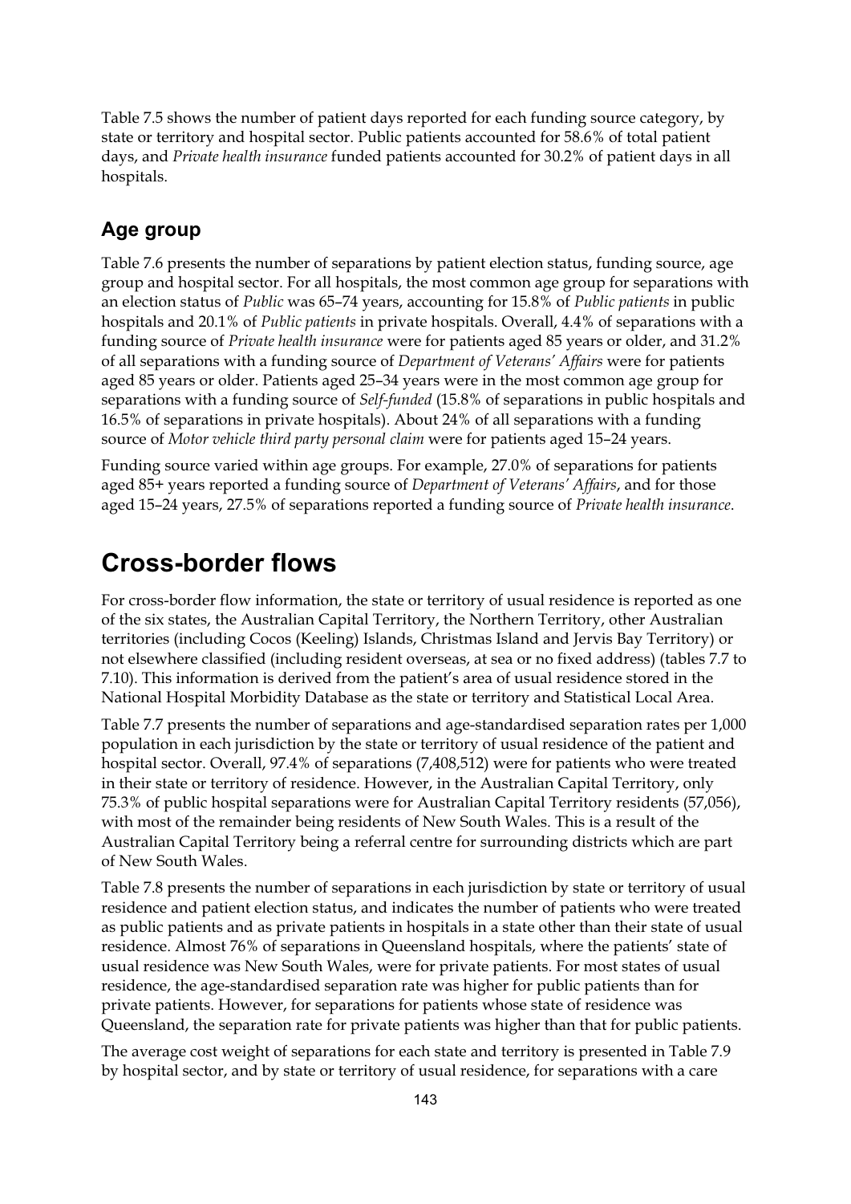Table 7.5 shows the number of patient days reported for each funding source category, by state or territory and hospital sector. Public patients accounted for 58.6% of total patient days, and *Private health insurance* funded patients accounted for 30.2% of patient days in all hospitals.

### Age group

Table 7.6 presents the number of separations by patient election status, funding source, age group and hospital sector. For all hospitals, the most common age group for separations with an election status of *Public* was 65–74 years, accounting for 15.8% of *Public patients* in public hospitals and 20.1% of *Public patients* in private hospitals. Overall, 4.4% of separations with a funding source of *Private health insurance* were for patients aged 85 years or older, and 31.2% of all separations with a funding source of *Department of Veterans' Affairs* were for patients aged 85 years or older. Patients aged 25–34 years were in the most common age group for separations with a funding source of *Self-funded* (15.8% of separations in public hospitals and 16.5% of separations in private hospitals). About 24% of all separations with a funding source of *Motor vehicle third party personal claim* were for patients aged 15–24 years.

Funding source varied within age groups. For example, 27.0% of separations for patients aged 85+ years reported a funding source of *Department of Veterans' Affairs*, and for those aged 15–24 years, 27.5% of separations reported a funding source of *Private health insurance*.

## Cross-border flows

For cross-border flow information, the state or territory of usual residence is reported as one of the six states, the Australian Capital Territory, the Northern Territory, other Australian territories (including Cocos (Keeling) Islands, Christmas Island and Jervis Bay Territory) or not elsewhere classified (including resident overseas, at sea or no fixed address) (tables 7.7 to 7.10). This information is derived from the patient's area of usual residence stored in the National Hospital Morbidity Database as the state or territory and Statistical Local Area.

Table 7.7 presents the number of separations and age-standardised separation rates per 1,000 population in each jurisdiction by the state or territory of usual residence of the patient and hospital sector. Overall, 97.4% of separations (7,408,512) were for patients who were treated in their state or territory of residence. However, in the Australian Capital Territory, only 75.3% of public hospital separations were for Australian Capital Territory residents (57,056), with most of the remainder being residents of New South Wales. This is a result of the Australian Capital Territory being a referral centre for surrounding districts which are part of New South Wales.

Table 7.8 presents the number of separations in each jurisdiction by state or territory of usual residence and patient election status, and indicates the number of patients who were treated as public patients and as private patients in hospitals in a state other than their state of usual residence. Almost 76% of separations in Queensland hospitals, where the patients' state of usual residence was New South Wales, were for private patients. For most states of usual residence, the age-standardised separation rate was higher for public patients than for private patients. However, for separations for patients whose state of residence was Queensland, the separation rate for private patients was higher than that for public patients.

The average cost weight of separations for each state and territory is presented in Table 7.9 by hospital sector, and by state or territory of usual residence, for separations with a care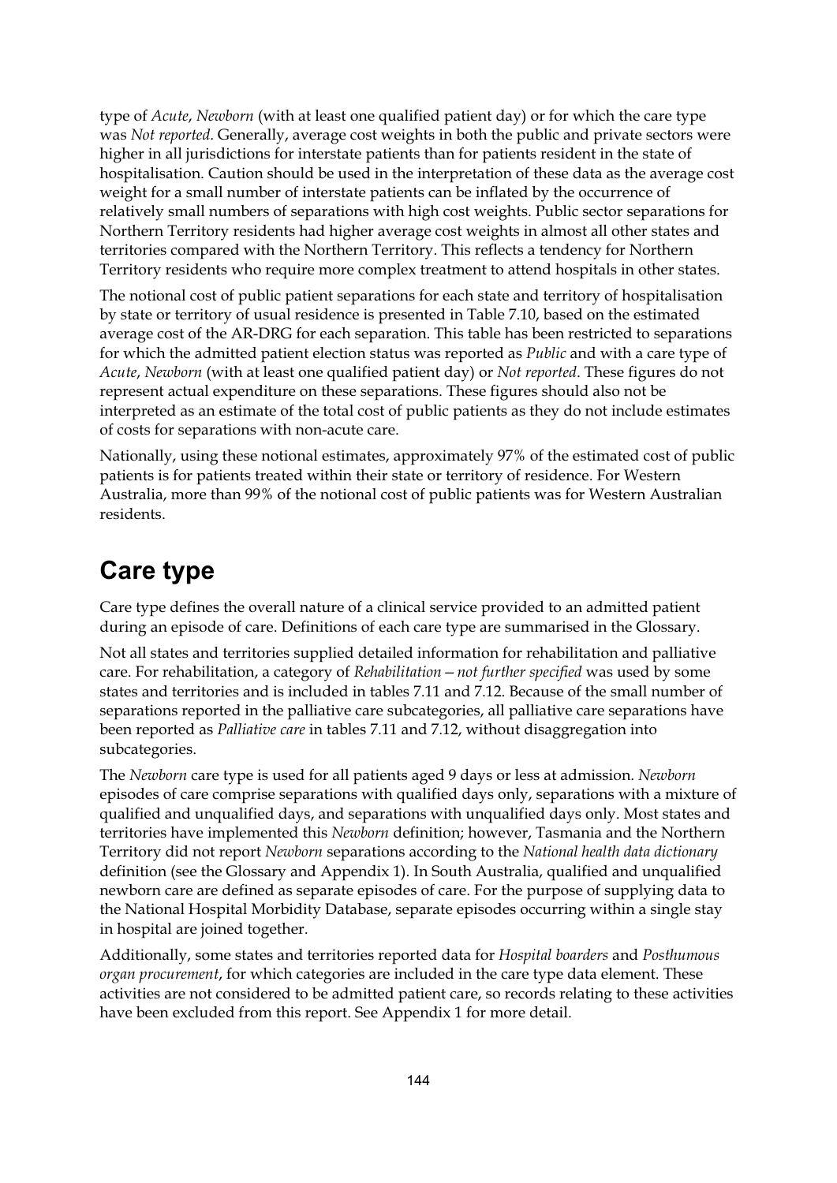type of *Acute*, *Newborn* (with at least one qualified patient day) or for which the care type was *Not reported*. Generally, average cost weights in both the public and private sectors were higher in all jurisdictions for interstate patients than for patients resident in the state of hospitalisation. Caution should be used in the interpretation of these data as the average cost weight for a small number of interstate patients can be inflated by the occurrence of relatively small numbers of separations with high cost weights. Public sector separations for Northern Territory residents had higher average cost weights in almost all other states and territories compared with the Northern Territory. This reflects a tendency for Northern Territory residents who require more complex treatment to attend hospitals in other states.

The notional cost of public patient separations for each state and territory of hospitalisation by state or territory of usual residence is presented in Table 7.10, based on the estimated average cost of the AR-DRG for each separation. This table has been restricted to separations for which the admitted patient election status was reported as *Public* and with a care type of *Acute*, *Newborn* (with at least one qualified patient day) or *Not reported*. These figures do not represent actual expenditure on these separations. These figures should also not be interpreted as an estimate of the total cost of public patients as they do not include estimates of costs for separations with non-acute care.

Nationally, using these notional estimates, approximately 97% of the estimated cost of public patients is for patients treated within their state or territory of residence. For Western Australia, more than 99% of the notional cost of public patients was for Western Australian residents.

## Care type

Care type defines the overall nature of a clinical service provided to an admitted patient during an episode of care. Definitions of each care type are summarised in the Glossary.

Not all states and territories supplied detailed information for rehabilitation and palliative care. For rehabilitation, a category of *Rehabilitation—not further specified* was used by some states and territories and is included in tables 7.11 and 7.12. Because of the small number of separations reported in the palliative care subcategories, all palliative care separations have been reported as *Palliative care* in tables 7.11 and 7.12, without disaggregation into subcategories.

The *Newborn* care type is used for all patients aged 9 days or less at admission. *Newborn* episodes of care comprise separations with qualified days only, separations with a mixture of qualified and unqualified days, and separations with unqualified days only. Most states and territories have implemented this *Newborn* definition; however, Tasmania and the Northern Territory did not report *Newborn* separations according to the *National health data dictionary* definition (see the Glossary and Appendix 1). In South Australia, qualified and unqualified newborn care are defined as separate episodes of care. For the purpose of supplying data to the National Hospital Morbidity Database, separate episodes occurring within a single stay in hospital are joined together.

Additionally, some states and territories reported data for *Hospital boarders* and *Posthumous organ procurement*, for which categories are included in the care type data element. These activities are not considered to be admitted patient care, so records relating to these activities have been excluded from this report. See Appendix 1 for more detail.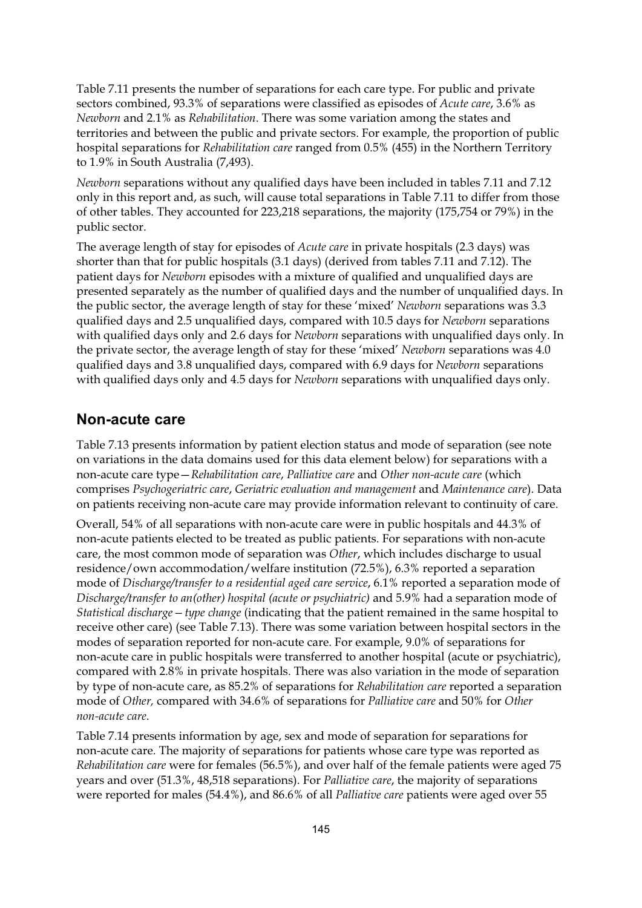Table 7.11 presents the number of separations for each care type. For public and private sectors combined, 93.3% of separations were classified as episodes of *Acute care*, 3.6% as *Newborn* and 2.1% as *Rehabilitation*. There was some variation among the states and territories and between the public and private sectors. For example, the proportion of public hospital separations for *Rehabilitation care* ranged from 0.5% (455) in the Northern Territory to 1.9% in South Australia (7,493).

*Newborn* separations without any qualified days have been included in tables 7.11 and 7.12 only in this report and, as such, will cause total separations in Table 7.11 to differ from those of other tables. They accounted for 223,218 separations, the majority (175,754 or 79%) in the public sector.

The average length of stay for episodes of *Acute care* in private hospitals (2.3 days) was shorter than that for public hospitals (3.1 days) (derived from tables 7.11 and 7.12). The patient days for *Newborn* episodes with a mixture of qualified and unqualified days are presented separately as the number of qualified days and the number of unqualified days. In the public sector, the average length of stay for these 'mixed' *Newborn* separations was 3.3 qualified days and 2.5 unqualified days, compared with 10.5 days for *Newborn* separations with qualified days only and 2.6 days for *Newborn* separations with unqualified days only. In the private sector, the average length of stay for these 'mixed' *Newborn* separations was 4.0 qualified days and 3.8 unqualified days, compared with 6.9 days for *Newborn* separations with qualified days only and 4.5 days for *Newborn* separations with unqualified days only.

## Non-acute care

Table 7.13 presents information by patient election status and mode of separation (see note on variations in the data domains used for this data element below) for separations with a non-acute care type—*Rehabilitation care*, *Palliative care* and *Other non-acute care* (which comprises *Psychogeriatric care*, *Geriatric evaluation and management* and *Maintenance care*). Data on patients receiving non-acute care may provide information relevant to continuity of care.

Overall, 54% of all separations with non-acute care were in public hospitals and 44.3% of non-acute patients elected to be treated as public patients. For separations with non-acute care, the most common mode of separation was *Other*, which includes discharge to usual residence/own accommodation/welfare institution (72.5%), 6.3% reported a separation mode of *Discharge/transfer to a residential aged care service*, 6.1% reported a separation mode of *Discharge/transfer to an(other) hospital (acute or psychiatric)* and 5.9% had a separation mode of *Statistical discharge—type change* (indicating that the patient remained in the same hospital to receive other care) (see Table 7.13). There was some variation between hospital sectors in the modes of separation reported for non-acute care. For example, 9.0% of separations for non-acute care in public hospitals were transferred to another hospital (acute or psychiatric), compared with 2.8% in private hospitals. There was also variation in the mode of separation by type of non-acute care, as 85.2% of separations for *Rehabilitation care* reported a separation mode of *Other,* compared with 34.6% of separations for *Palliative care* and 50% for *Other non-acute care*.

Table 7.14 presents information by age, sex and mode of separation for separations for non-acute care. The majority of separations for patients whose care type was reported as *Rehabilitation care* were for females (56.5%), and over half of the female patients were aged 75 years and over (51.3%, 48,518 separations). For *Palliative care*, the majority of separations were reported for males (54.4%), and 86.6% of all *Palliative care* patients were aged over 55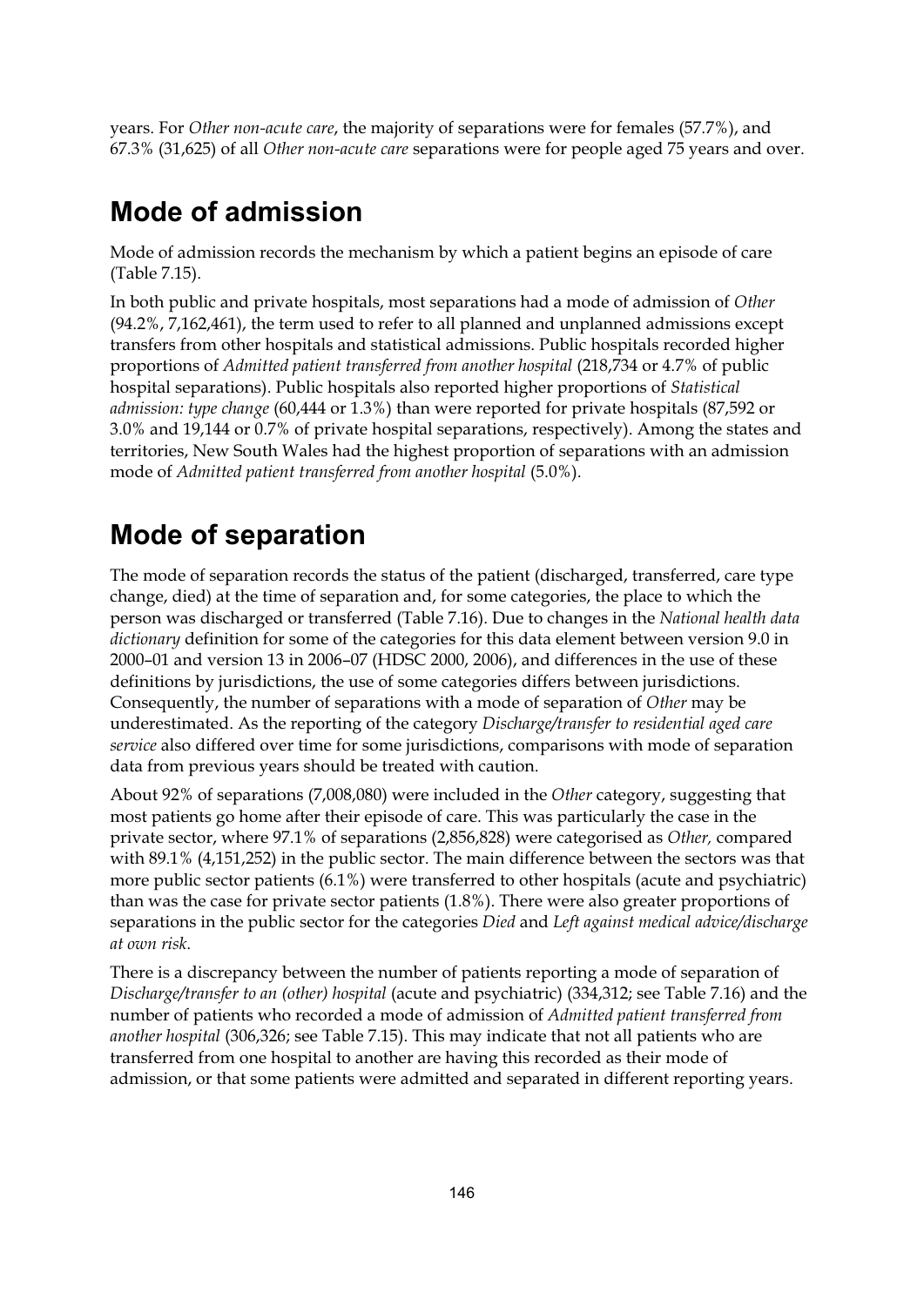years. For *Other non-acute care*, the majority of separations were for females (57.7%), and 67.3% (31,625) of all *Other non-acute care* separations were for people aged 75 years and over.

## Mode of admission

Mode of admission records the mechanism by which a patient begins an episode of care (Table 7.15).

In both public and private hospitals, most separations had a mode of admission of *Other* (94.2%, 7,162,461), the term used to refer to all planned and unplanned admissions except transfers from other hospitals and statistical admissions. Public hospitals recorded higher proportions of *Admitted patient transferred from another hospital* (218,734 or 4.7% of public hospital separations). Public hospitals also reported higher proportions of *Statistical admission: type change* (60,444 or 1.3%) than were reported for private hospitals (87,592 or 3.0% and 19,144 or 0.7% of private hospital separations, respectively). Among the states and territories, New South Wales had the highest proportion of separations with an admission mode of *Admitted patient transferred from another hospital* (5.0%).

## Mode of separation

The mode of separation records the status of the patient (discharged, transferred, care type change, died) at the time of separation and, for some categories, the place to which the person was discharged or transferred (Table 7.16). Due to changes in the *National health data dictionary* definition for some of the categories for this data element between version 9.0 in 2000–01 and version 13 in 2006–07 (HDSC 2000, 2006), and differences in the use of these definitions by jurisdictions, the use of some categories differs between jurisdictions. Consequently, the number of separations with a mode of separation of *Other* may be underestimated. As the reporting of the category *Discharge/transfer to residential aged care service* also differed over time for some jurisdictions, comparisons with mode of separation data from previous years should be treated with caution.

About 92% of separations (7,008,080) were included in the *Other* category, suggesting that most patients go home after their episode of care. This was particularly the case in the private sector, where 97.1% of separations (2,856,828) were categorised as *Other,* compared with 89.1% (4,151,252) in the public sector. The main difference between the sectors was that more public sector patients (6.1%) were transferred to other hospitals (acute and psychiatric) than was the case for private sector patients (1.8%). There were also greater proportions of separations in the public sector for the categories *Died* and *Left against medical advice/discharge at own risk*.

There is a discrepancy between the number of patients reporting a mode of separation of *Discharge/transfer to an (other) hospital* (acute and psychiatric) (334,312; see Table 7.16) and the number of patients who recorded a mode of admission of *Admitted patient transferred from another hospital* (306,326; see Table 7.15). This may indicate that not all patients who are transferred from one hospital to another are having this recorded as their mode of admission, or that some patients were admitted and separated in different reporting years.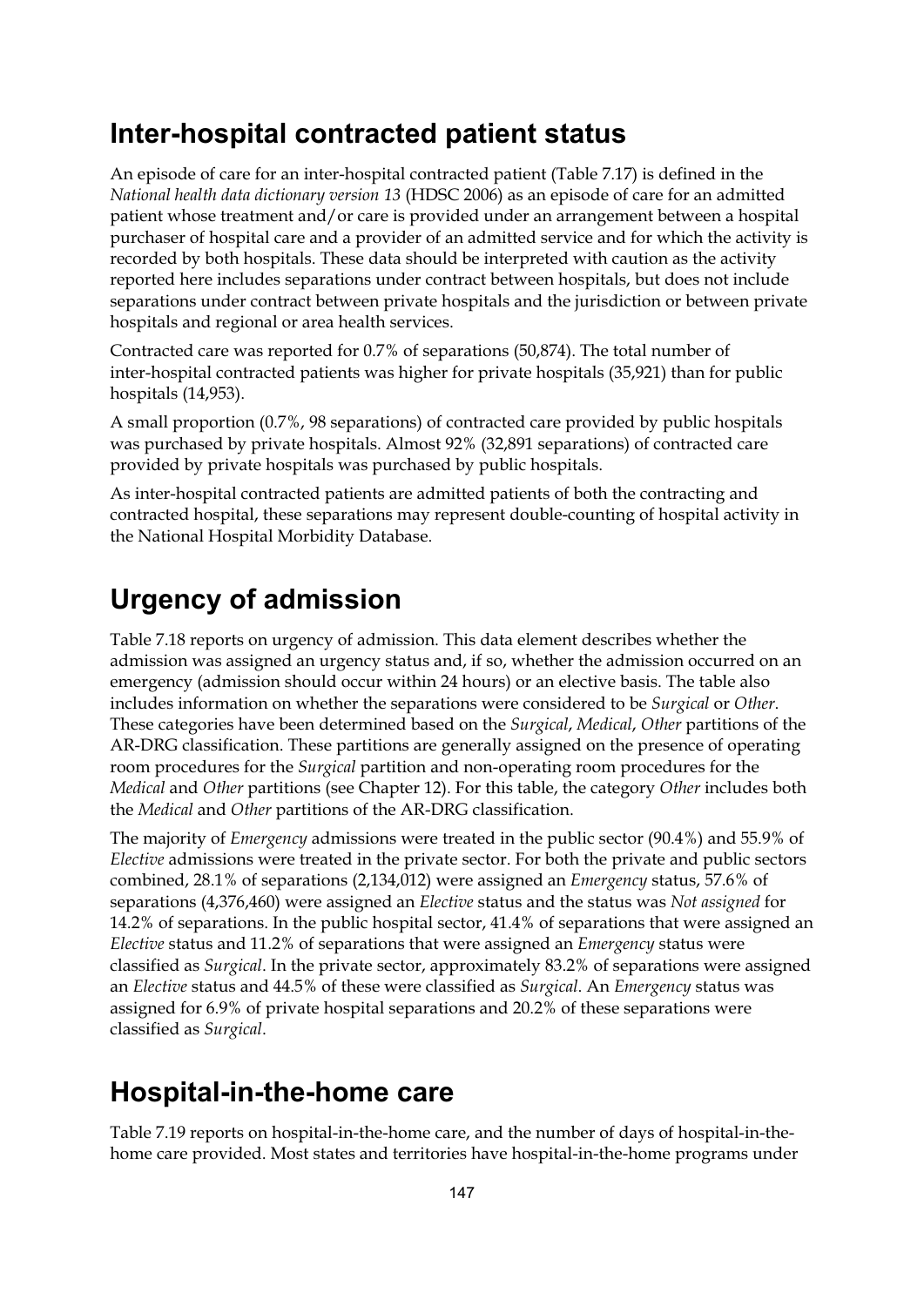## Inter-hospital contracted patient status

An episode of care for an inter-hospital contracted patient (Table 7.17) is defined in the *National health data dictionary version 13* (HDSC 2006) as an episode of care for an admitted patient whose treatment and/or care is provided under an arrangement between a hospital purchaser of hospital care and a provider of an admitted service and for which the activity is recorded by both hospitals. These data should be interpreted with caution as the activity reported here includes separations under contract between hospitals, but does not include separations under contract between private hospitals and the jurisdiction or between private hospitals and regional or area health services.

Contracted care was reported for 0.7% of separations (50,874). The total number of inter-hospital contracted patients was higher for private hospitals (35,921) than for public hospitals (14,953).

A small proportion (0.7%, 98 separations) of contracted care provided by public hospitals was purchased by private hospitals. Almost 92% (32,891 separations) of contracted care provided by private hospitals was purchased by public hospitals.

As inter-hospital contracted patients are admitted patients of both the contracting and contracted hospital, these separations may represent double-counting of hospital activity in the National Hospital Morbidity Database.

## Urgency of admission

Table 7.18 reports on urgency of admission. This data element describes whether the admission was assigned an urgency status and, if so, whether the admission occurred on an emergency (admission should occur within 24 hours) or an elective basis. The table also includes information on whether the separations were considered to be *Surgical* or *Other*. These categories have been determined based on the *Surgical*, *Medical*, *Other* partitions of the AR-DRG classification. These partitions are generally assigned on the presence of operating room procedures for the *Surgical* partition and non-operating room procedures for the *Medical* and *Other* partitions (see Chapter 12). For this table, the category *Other* includes both the *Medical* and *Other* partitions of the AR-DRG classification.

The majority of *Emergency* admissions were treated in the public sector (90.4%) and 55.9% of *Elective* admissions were treated in the private sector. For both the private and public sectors combined, 28.1% of separations (2,134,012) were assigned an *Emergency* status, 57.6% of separations (4,376,460) were assigned an *Elective* status and the status was *Not assigned* for 14.2% of separations. In the public hospital sector, 41.4% of separations that were assigned an *Elective* status and 11.2% of separations that were assigned an *Emergency* status were classified as *Surgical*. In the private sector, approximately 83.2% of separations were assigned an *Elective* status and 44.5% of these were classified as *Surgical*. An *Emergency* status was assigned for 6.9% of private hospital separations and 20.2% of these separations were classified as *Surgical*.

## Hospital-in-the-home care

Table 7.19 reports on hospital-in-the-home care, and the number of days of hospital-in-the-home care provided. Most states and territories have hospital-in-the-home programs under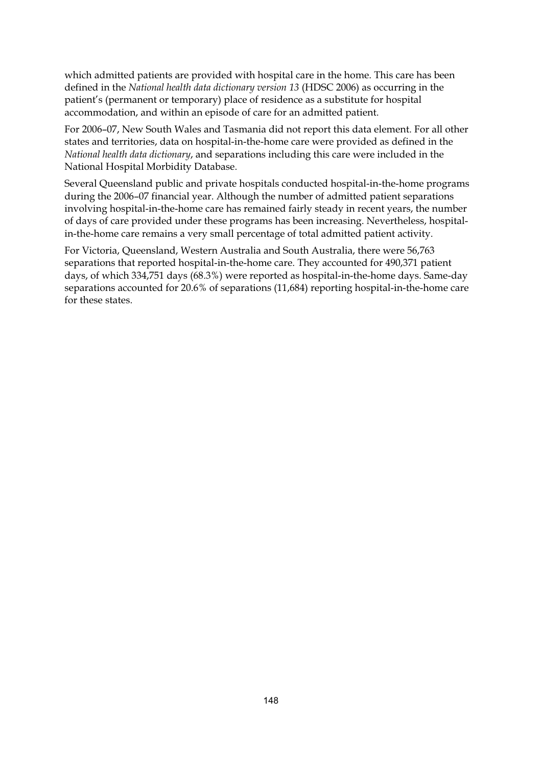which admitted patients are provided with hospital care in the home. This care has been defined in the *National health data dictionary version 13* (HDSC 2006) as occurring in the patient's (permanent or temporary) place of residence as a substitute for hospital accommodation, and within an episode of care for an admitted patient.

For 2006–07, New South Wales and Tasmania did not report this data element. For all other states and territories, data on hospital-in-the-home care were provided as defined in the *National health data dictionary*, and separations including this care were included in the National Hospital Morbidity Database.

Several Queensland public and private hospitals conducted hospital-in-the-home programs during the 2006–07 financial year. Although the number of admitted patient separations involving hospital-in-the-home care has remained fairly steady in recent years, the number of days of care provided under these programs has been increasing. Nevertheless, hospital-in-the-home care remains a very small percentage of total admitted patient activity.

For Victoria, Queensland, Western Australia and South Australia, there were 56,763 separations that reported hospital-in-the-home care. They accounted for 490,371 patient days, of which 334,751 days (68.3%) were reported as hospital-in-the-home days. Same-day separations accounted for 20.6% of separations (11,684) reporting hospital-in-the-home care for these states.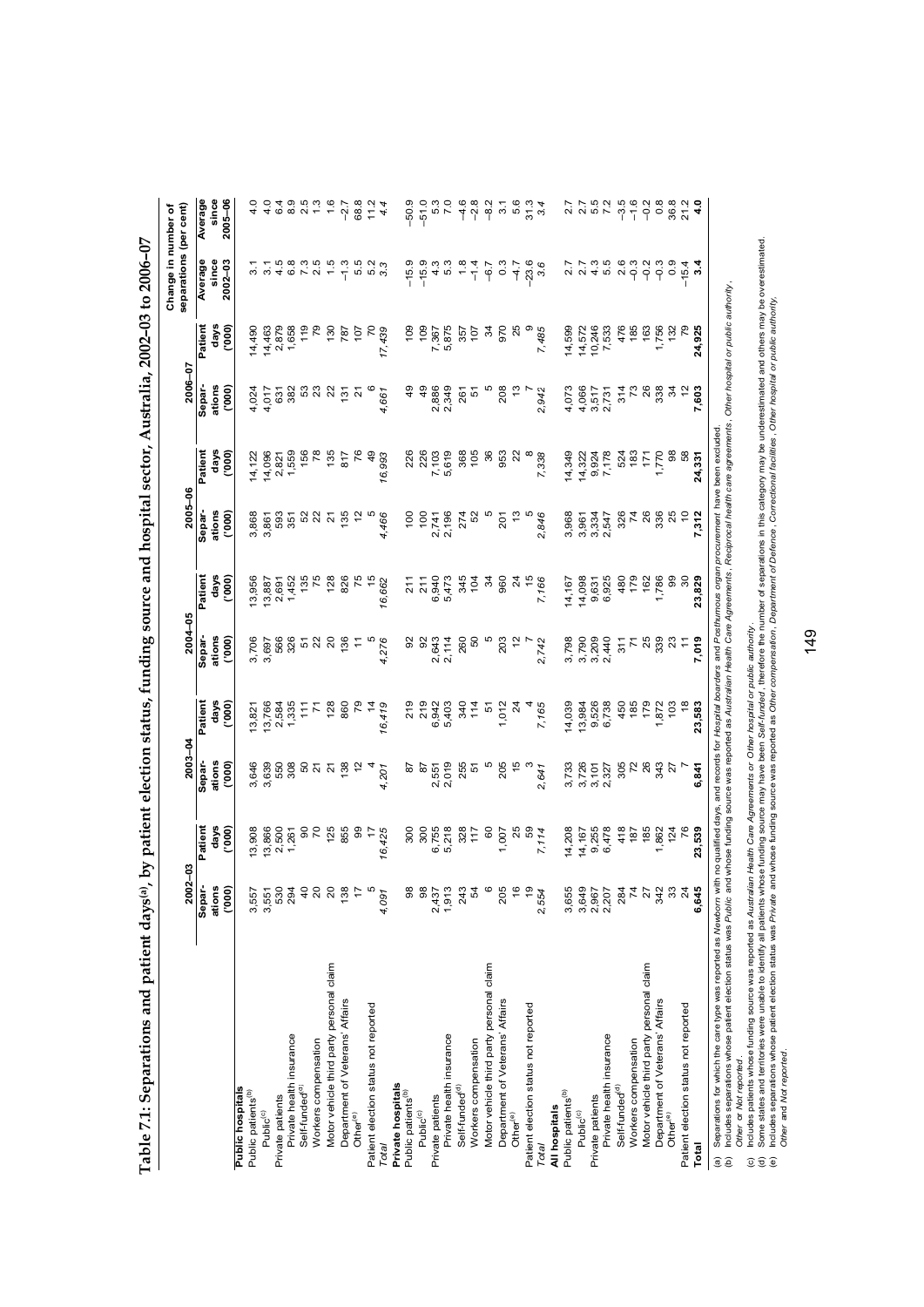# Table 7.1: Separations and patient days[(a)], by patient election status, funding source and hospital sector, Australia, 2002–03 to 2006–07

| | 2002–03 | | 2003–04 | | 2004–05 | | 2005–06 | | 2006–07 | | Change in number of separations (per cent) | |
|---|---|---|---|---|---|---|---|---|---|---|---|---|
| | Separations ('000) | Patient days ('000) | Separations ('000) | Patient days ('000) | Separations ('000) | Patient days ('000) | Separations ('000) | Patient days ('000) | Separations ('000) | Patient days ('000) | Average since 2002–03 | Average since 2005–06 |
| **Public hospitals** | | | | | | | | | | | | |
| Public patients[(b)] | 3,557 | 13,908 | 3,646 | 13,821 | 3,706 | 13,956 | 3,868 | 14,122 | 4,024 | 14,490 | 3.1 | 4.0 |
| Public[(c)] | 3,551 | 13,866 | 3,639 | 13,766 | 3,697 | 13,887 | 3,861 | 14,096 | 4,017 | 14,463 | 3.1 | 4.0 |
| Private patients | 530 | 2,500 | 550 | 2,584 | 566 | 2,691 | 593 | 2,821 | 631 | 2,879 | 4.5 | 6.4 |
| Private health insurance | 294 | 1,261 | 308 | 1,335 | 326 | 1,452 | 351 | 1,559 | 382 | 1,658 | 6.8 | 8.9 |
| Self-funded[(d)] | 40 | 90 | 50 | 111 | 51 | 135 | 52 | 156 | 53 | 119 | 7.3 | 2.5 |
| Workers compensation | 20 | 70 | 21 | 71 | 22 | 75 | 22 | 78 | 23 | 79 | 2.5 | 1.3 |
| Motor vehicle third party personal claim | 20 | 125 | 21 | 128 | 20 | 128 | 21 | 135 | 22 | 130 | 1.5 | 1.6 |
| Department of Veterans' Affairs | 138 | 855 | 138 | 860 | 136 | 826 | 135 | 817 | 131 | 787 | –1.3 | –2.7 |
| Other[(e)] | 17 | 99 | 12 | 79 | 11 | 75 | 12 | 76 | 21 | 107 | 5.5 | 68.8 |
| Patient election status not reported | 5 | 17 | 4 | 14 | 5 | 15 | 5 | 49 | 6 | 70 | 5.2 | 11.2 |
| *Total* | *4,091* | *16,425* | *4,201* | *16,419* | *4,276* | *16,662* | *4,466* | *16,993* | *4,661* | *17,439* | *3.3* | *4.4* |
| **Private hospitals** | | | | | | | | | | | | |
| Public patients[(b)] | 98 | 300 | 87 | 219 | 92 | 211 | 100 | 226 | 49 | 109 | –15.9 | –50.9 |
| Public[(c)] | 98 | 300 | 87 | 219 | 92 | 211 | 100 | 226 | 49 | 109 | –15.9 | –51.0 |
| Private patients | 2,437 | 6,755 | 2,551 | 6,942 | 2,643 | 6,940 | 2,741 | 7,103 | 2,886 | 7,367 | 4.3 | 5.3 |
| Private health insurance | 1,913 | 5,218 | 2,019 | 5,403 | 2,114 | 5,473 | 2,196 | 5,619 | 2,349 | 5,875 | 5.3 | 7.0 |
| Self-funded[(d)] | 243 | 328 | 255 | 340 | 260 | 345 | 274 | 368 | 261 | 357 | 1.8 | –4.6 |
| Workers compensation | 54 | 117 | 51 | 114 | 50 | 104 | 52 | 105 | 51 | 107 | –1.4 | –2.8 |
| Motor vehicle third party personal claim | 6 | 60 | 5 | 51 | 5 | 34 | 5 | 36 | 5 | 34 | –6.7 | –8.2 |
| Department of Veterans' Affairs | 205 | 1,007 | 205 | 1,012 | 203 | 960 | 201 | 953 | 208 | 970 | 0.3 | 3.1 |
| Other[(e)] | 16 | 25 | 15 | 24 | 12 | 24 | 13 | 22 | 13 | 25 | –4.7 | 5.6 |
| Patient election status not reported | 19 | 59 | 3 | 4 | 7 | 15 | 5 | 8 | 7 | 9 | –23.6 | 31.3 |
| *Total* | *2,554* | *7,114* | *2,641* | *7,165* | *2,742* | *7,166* | *2,846* | *7,338* | *2,942* | *7,485* | *3.6* | *3.4* |
| **All hospitals** | | | | | | | | | | | | |
| Public patients[(b)] | 3,655 | 14,208 | 3,733 | 14,039 | 3,798 | 14,167 | 3,968 | 14,349 | 4,073 | 14,599 | 2.7 | 2.7 |
| Public[(c)] | 3,649 | 14,167 | 3,726 | 13,984 | 3,790 | 14,098 | 3,961 | 14,322 | 4,066 | 14,572 | 2.7 | 2.7 |
| Private patients | 2,967 | 9,255 | 3,101 | 9,526 | 3,209 | 9,631 | 3,334 | 9,924 | 3,517 | 10,246 | 4.3 | 5.5 |
| Private health insurance | 2,207 | 6,478 | 2,327 | 6,738 | 2,440 | 6,925 | 2,547 | 7,178 | 2,731 | 7,533 | 5.5 | 7.2 |
| Self-funded[(d)] | 284 | 418 | 305 | 450 | 311 | 480 | 326 | 524 | 314 | 476 | 2.6 | –3.5 |
| Workers compensation | 74 | 187 | 72 | 185 | 71 | 179 | 74 | 183 | 73 | 185 | –0.3 | –1.6 |
| Motor vehicle third party personal claim | 27 | 185 | 26 | 179 | 25 | 162 | 26 | 171 | 26 | 163 | –0.2 | –0.2 |
| Department of Veterans' Affairs | 342 | 1,862 | 343 | 1,872 | 339 | 1,786 | 336 | 1,770 | 338 | 1,756 | –0.3 | 0.8 |
| Other[(e)] | 33 | 124 | 27 | 103 | 23 | 99 | 25 | 98 | 34 | 132 | 0.9 | 36.8 |
| Patient election status not reported | 24 | 76 | 7 | 18 | 11 | 30 | 10 | 58 | 12 | 79 | –15.4 | 21.2 |
| **Total** | **6,645** | **23,539** | **6,841** | **23,583** | **7,019** | **23,829** | **7,312** | **24,331** | **7,603** | **24,925** | **3.4** | **4.0** |

(a) Separations for which the care type was reported as *Newborn* with no qualified days, and records for *Hospital boarders* and *Posthumous organ procurement* have been excluded.
(b) Includes separations whose patient election status was *Public* and whose funding source was reported as *Australian Health Care Agreements*, *Reciprocal health care agreements*, *Other hospital or public authority*, *Other* or *Not reported*.
(c) Includes patients whose funding source was reported as *Australian Health Care Agreements* or *Other hospital or public authority*.
(d) Some states and territories were unable to identify all patients whose funding source may have been *Self-funded*, therefore the number of separations in this category may be underestimated and others may be overestimated.
(e) Includes separations whose patient election status was *Private* and whose funding source was reported as *Other compensation*, *Department of Defence*, *Correctional facilities*, *Other hospital or public authority*, *Other* and *Not reported*.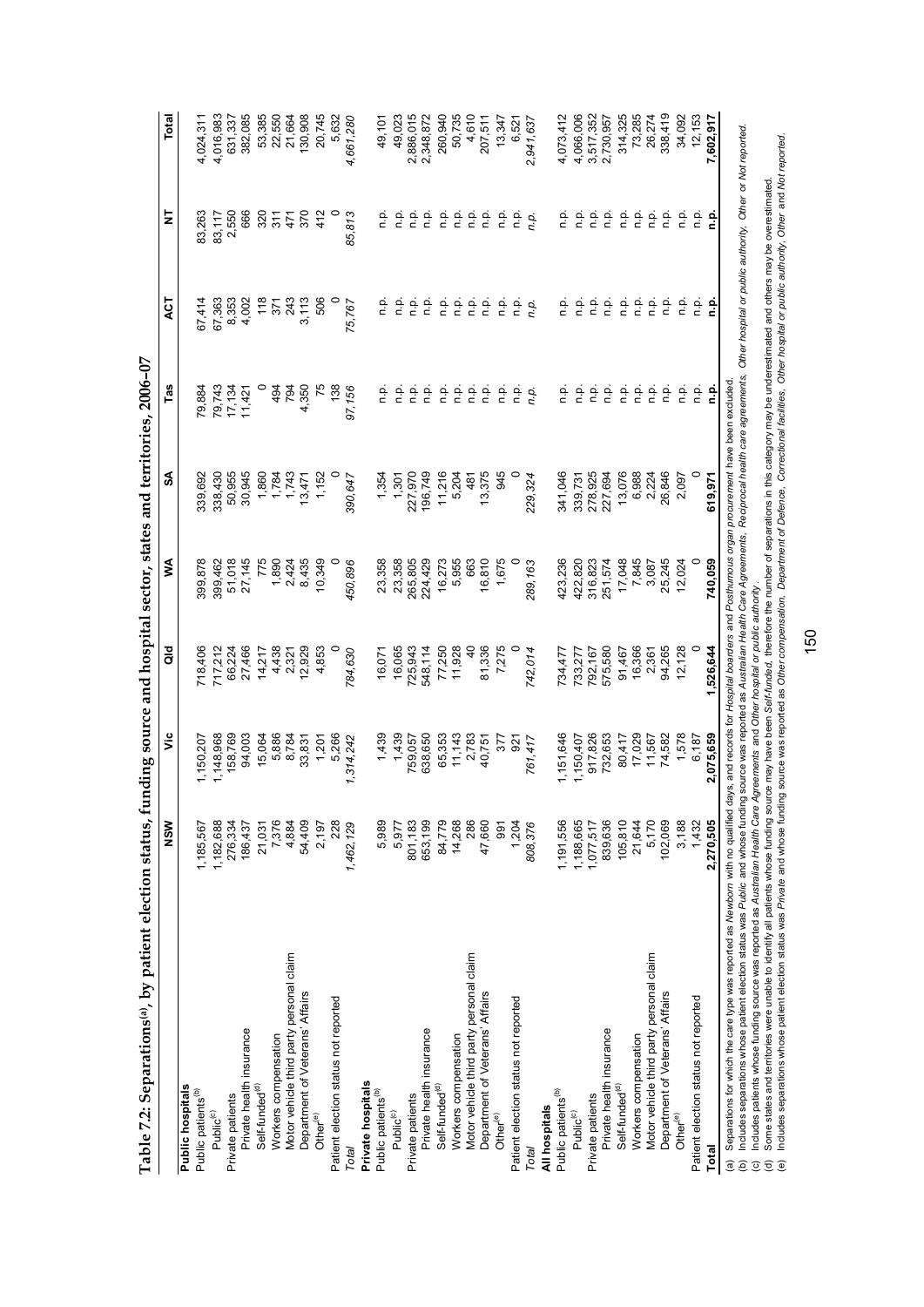**Table 7.2: Separations[(a)], by patient election status, funding source and hospital sector, states and territories, 2006–07**

| | NSW | Vic | Qld | WA | SA | Tas | ACT | NT | Total |
|---|---|---|---|---|---|---|---|---|---|
| **Public hospitals** | | | | | | | | | |
| Public patients[(b)] | 1,185,567 | 1,150,207 | 718,406 | 399,878 | 339,692 | 79,884 | 67,414 | 83,263 | 4,024,311 |
| Public[(c)] | 1,182,688 | 1,148,968 | 717,212 | 399,462 | 338,430 | 79,743 | 67,363 | 83,117 | 4,016,983 |
| Private patients | 276,334 | 158,769 | 66,224 | 51,018 | 50,955 | 17,134 | 8,353 | 2,550 | 631,337 |
| Private health insurance | 186,437 | 94,003 | 27,466 | 27,145 | 30,945 | 11,421 | 4,002 | 666 | 382,085 |
| Self-funded[(d)] | 21,031 | 15,064 | 14,217 | 775 | 1,860 | 0 | 118 | 320 | 53,385 |
| Workers compensation | 7,376 | 5,886 | 4,438 | 1,890 | 1,784 | 494 | 371 | 311 | 22,550 |
| Motor vehicle third party personal claim | 4,884 | 8,784 | 2,321 | 2,424 | 1,743 | 794 | 243 | 471 | 21,664 |
| Department of Veterans' Affairs | 54,409 | 33,831 | 12,929 | 8,435 | 13,471 | 4,350 | 3,113 | 370 | 130,908 |
| Other[(e)] | 2,197 | 1,201 | 4,853 | 10,349 | 1,152 | 75 | 506 | 412 | 20,745 |
| Patient election status not reported | 228 | 5,266 | 0 | 0 | 0 | 138 | 0 | 0 | 5,632 |
| *Total* | *1,462,129* | *1,314,242* | *784,630* | *450,896* | *390,647* | *97,156* | *75,767* | *85,813* | *4,661,280* |
| **Private hospitals** | | | | | | | | | |
| Public patients[(b)] | 5,989 | 1,439 | 16,071 | 23,358 | 1,354 | n.p. | n.p. | n.p. | 49,101 |
| Public[(c)] | 5,977 | 1,439 | 16,065 | 23,358 | 1,301 | n.p. | n.p. | n.p. | 49,023 |
| Private patients | 801,183 | 759,057 | 725,943 | 265,805 | 227,970 | n.p. | n.p. | n.p. | 2,886,015 |
| Private health insurance | 653,199 | 638,650 | 548,114 | 224,429 | 196,749 | n.p. | n.p. | n.p. | 2,348,872 |
| Self-funded[(d)] | 84,779 | 65,353 | 77,250 | 16,273 | 11,216 | n.p. | n.p. | n.p. | 260,940 |
| Workers compensation | 14,268 | 11,143 | 11,928 | 5,955 | 5,204 | n.p. | n.p. | n.p. | 50,735 |
| Motor vehicle third party personal claim | 286 | 2,783 | 40 | 663 | 481 | n.p. | n.p. | n.p. | 4,610 |
| Department of Veterans' Affairs | 47,660 | 40,751 | 81,336 | 16,810 | 13,375 | n.p. | n.p. | n.p. | 207,511 |
| Other[(e)] | 991 | 377 | 7,275 | 1,675 | 945 | n.p. | n.p. | n.p. | 13,347 |
| Patient election status not reported | 1,204 | 921 | 0 | 0 | 0 | n.p. | n.p. | n.p. | 6,521 |
| *Total* | *808,376* | *761,417* | *742,014* | *289,163* | *229,324* | *n.p.* | *n.p.* | *n.p.* | *2,941,637* |
| **All hospitals** | | | | | | | | | |
| Public patients[(b)] | 1,191,556 | 1,151,646 | 734,477 | 423,236 | 341,046 | n.p. | n.p. | n.p. | 4,073,412 |
| Public[(c)] | 1,188,665 | 1,150,407 | 733,277 | 422,820 | 339,731 | n.p. | n.p. | n.p. | 4,066,006 |
| Private patients | 1,077,517 | 917,826 | 792,167 | 316,823 | 278,925 | n.p. | n.p. | n.p. | 3,517,352 |
| Private health insurance | 839,636 | 732,653 | 575,580 | 251,574 | 227,694 | n.p. | n.p. | n.p. | 2,730,957 |
| Self-funded[(d)] | 105,810 | 80,417 | 91,467 | 17,048 | 13,076 | n.p. | n.p. | n.p. | 314,325 |
| Workers compensation | 21,644 | 17,029 | 16,366 | 7,845 | 6,988 | n.p. | n.p. | n.p. | 73,285 |
| Motor vehicle third party personal claim | 5,170 | 11,567 | 2,361 | 3,087 | 2,224 | n.p. | n.p. | n.p. | 26,274 |
| Department of Veterans' Affairs | 102,069 | 74,582 | 94,265 | 25,245 | 26,846 | n.p. | n.p. | n.p. | 338,419 |
| Other[(e)] | 3,188 | 1,578 | 12,128 | 12,024 | 2,097 | n.p. | n.p. | n.p. | 34,092 |
| Patient election status not reported | 1,432 | 6,187 | 0 | 0 | 0 | n.p. | n.p. | n.p. | 12,153 |
| **Total** | **2,270,505** | **2,075,659** | **1,526,644** | **740,059** | **619,971** | **n.p.** | **n.p.** | **n.p.** | **7,602,917** |

(a) Separations for which the care type was reported as *Newborn* with no qualified days, and records for *Hospital boarders* and *Posthumous organ procurement* have been excluded.
(b) Includes separations whose patient election status was *Public* and whose funding source was reported as *Australian Health Care Agreements, Reciprocal health care agreements, Other hospital or public authority, Other* or *Not reported*.
(c) Includes patients whose funding source was reported as *Australian Health Care Agreements* and *Other hospital or public authority*.
(d) Some states and territories were unable to identify all patients whose funding source may have been *Self-funded*, therefore the number of separations in this category may be underestimated and others may be overestimated.
(e) Includes separations whose patient election status was *Private* and whose funding source was reported as *Other compensation, Department of Defence, Correctional facilities, Other hospital or public authority, Other* and *Not reported*.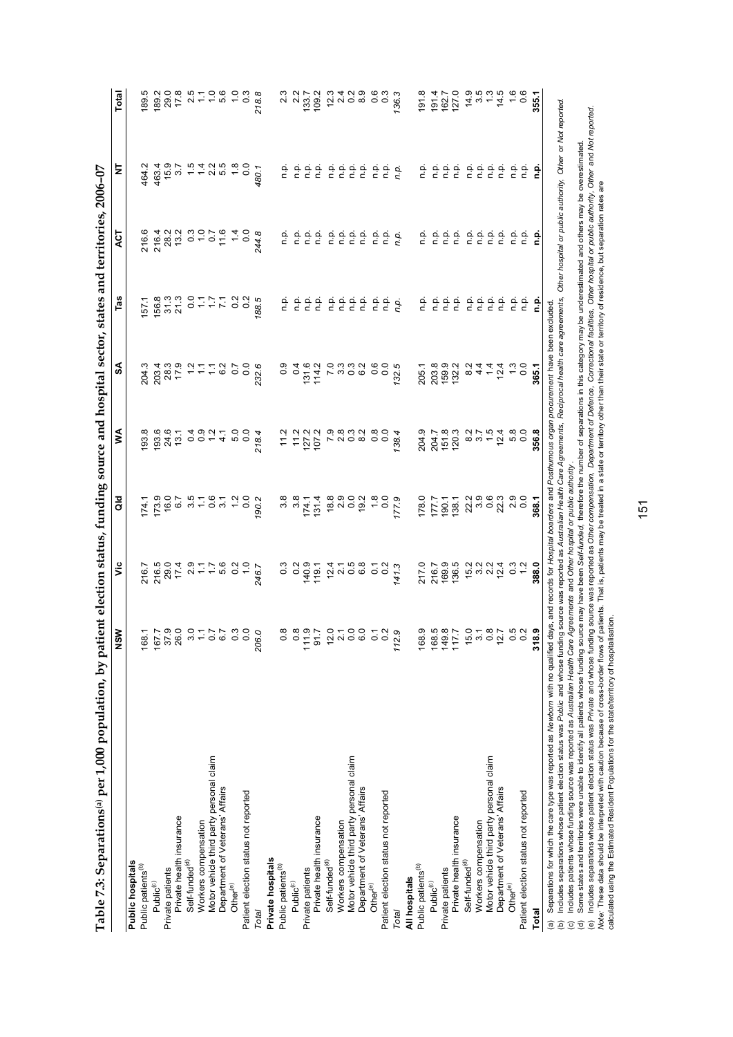**Table 7.3: Separations[(a)] per 1,000 population, by patient election status, funding source and hospital sector, states and territories, 2006–07**

| | NSW | Vic | Qld | WA | SA | Tas | ACT | NT | Total |
|---|---|---|---|---|---|---|---|---|---|
| **Public hospitals** | | | | | | | | | |
| Public patients[(b)] | 168.1 | 216.7 | 174.1 | 193.8 | 204.3 | 157.1 | 216.6 | 464.2 | 189.5 |
| Public[(c)] | 167.7 | 216.5 | 173.9 | 193.6 | 203.4 | 156.8 | 216.4 | 463.4 | 189.2 |
| Private patients | 37.9 | 29.0 | 16.0 | 24.6 | 28.3 | 31.3 | 28.2 | 15.9 | 29.0 |
| Private health insurance | 26.0 | 17.4 | 6.7 | 13.1 | 17.9 | 21.3 | 13.2 | 3.7 | 17.8 |
| Self-funded[(d)] | 3.0 | 2.9 | 3.5 | 0.4 | 1.2 | 0.0 | 0.3 | 1.5 | 2.5 |
| Workers compensation | 1.1 | 1.1 | 1.1 | 0.9 | 1.1 | 1.1 | 1.0 | 1.4 | 1.1 |
| Motor vehicle third party personal claim | 0.7 | 1.7 | 0.6 | 1.2 | 1.1 | 1.7 | 0.7 | 2.2 | 1.0 |
| Department of Veterans' Affairs | 6.7 | 5.6 | 3.1 | 4.1 | 6.2 | 7.1 | 11.6 | 5.5 | 5.6 |
| Other[(e)] | 0.3 | 0.2 | 1.2 | 5.0 | 0.7 | 0.2 | 1.4 | 1.8 | 1.0 |
| Patient election status not reported | 0.0 | 1.0 | 0.0 | 0.0 | 0.0 | 0.2 | 0.0 | 0.0 | 0.3 |
| *Total* | *206.0* | *246.7* | *190.2* | *218.4* | *232.6* | *188.5* | *244.8* | *480.1* | *218.8* |
| **Private hospitals** | | | | | | | | | |
| Public patients[(b)] | 0.8 | 0.3 | 3.8 | 11.2 | 0.9 | n.p. | n.p. | n.p. | 2.3 |
| Public[(c)] | 0.8 | 0.2 | 3.8 | 11.2 | 0.4 | n.p. | n.p. | n.p. | 2.2 |
| Private patients | 111.9 | 140.9 | 174.1 | 127.2 | 131.6 | n.p. | n.p. | n.p. | 133.7 |
| Private health insurance | 91.7 | 119.1 | 131.4 | 107.2 | 114.2 | n.p. | n.p. | n.p. | 109.2 |
| Self-funded[(d)] | 12.0 | 12.4 | 18.8 | 7.9 | 7.0 | n.p. | n.p. | n.p. | 12.3 |
| Workers compensation | 2.1 | 2.1 | 2.9 | 2.8 | 3.3 | n.p. | n.p. | n.p. | 2.4 |
| Motor vehicle third party personal claim | 0.0 | 0.5 | 0.0 | 0.3 | 0.3 | n.p. | n.p. | n.p. | 0.2 |
| Department of Veterans' Affairs | 6.0 | 6.8 | 19.2 | 8.2 | 6.2 | n.p. | n.p. | n.p. | 8.9 |
| Other[(e)] | 0.1 | 0.1 | 1.8 | 0.8 | 0.6 | n.p. | n.p. | n.p. | 0.6 |
| Patient election status not reported | 0.2 | 0.2 | 0.0 | 0.0 | 0.0 | n.p. | n.p. | n.p. | 0.3 |
| *Total* | *112.9* | *141.3* | *177.9* | *138.4* | *132.5* | *n.p.* | *n.p.* | *n.p.* | *136.3* |
| **All hospitals** | | | | | | | | | |
| Public patients[(b)] | 168.9 | 217.0 | 178.0 | 204.9 | 205.1 | n.p. | n.p. | n.p. | 191.8 |
| Public[(c)] | 168.5 | 216.7 | 177.7 | 204.7 | 203.8 | n.p. | n.p. | n.p. | 191.4 |
| Private patients | 149.8 | 169.9 | 190.1 | 151.8 | 159.9 | n.p. | n.p. | n.p. | 162.7 |
| Private health insurance | 117.7 | 136.5 | 138.1 | 120.3 | 132.2 | n.p. | n.p. | n.p. | 127.0 |
| Self-funded[(d)] | 15.0 | 15.2 | 22.2 | 8.2 | 8.2 | n.p. | n.p. | n.p. | 14.9 |
| Workers compensation | 3.1 | 3.2 | 3.9 | 3.7 | 4.4 | n.p. | n.p. | n.p. | 3.5 |
| Motor vehicle third party personal claim | 0.8 | 2.2 | 0.6 | 1.5 | 1.4 | n.p. | n.p. | n.p. | 1.3 |
| Department of Veterans' Affairs | 12.7 | 12.4 | 22.3 | 12.4 | 12.4 | n.p. | n.p. | n.p. | 14.5 |
| Other[(e)] | 0.5 | 0.3 | 2.9 | 5.8 | 1.3 | n.p. | n.p. | n.p. | 1.6 |
| Patient election status not reported | 0.2 | 1.2 | 0.0 | 0.0 | 0.0 | n.p. | n.p. | n.p. | 0.6 |
| **Total** | **318.9** | **388.0** | **368.1** | **356.8** | **365.1** | **n.p.** | **n.p.** | **n.p.** | **355.1** |

(a) Separations for which the care type was reported as *Newborn* with no qualified days, and records for *Hospital boarders* and *Posthumous organ procurement* have been excluded.

(b) Includes separations whose patient election status was *Public* and whose funding source was reported as *Australian Health Care Agreements*, *Reciprocal health care agreements*, *Other hospital or public authority*, *Other* or *Not reported*.

(c) Includes patients whose funding source was reported as *Australian Health Care Agreements* and *Other hospital or public authority*.

(d) Some states and territories were unable to identify all patients whose funding source may have been *Self-funded*, therefore the number of separations in this category may be underestimated and others may be overestimated.

(e) Includes separations whose patient election status was *Private* and whose funding source was reported as *Other compensation*, *Department of Defence*, *Correctional facilities*, *Other hospital or public authority*, *Other* and *Not reported*.

*Note:* These data should be interpreted with caution because of cross-border flows of patients. That is, patients may be treated in a state or territory other than their state or territory of residence, but separation rates are calculated using the Estimated Resident Populations for the state/territory of hospitalisation.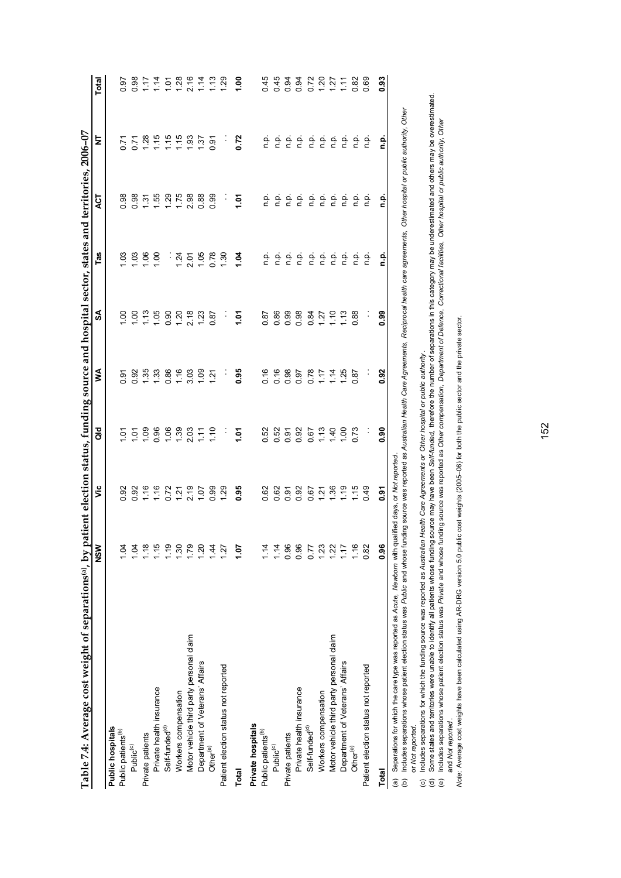## Table 7.4: Average cost weight of separations[(a)], by patient election status, funding source and hospital sector, states and territories, 2006–07

| | NSW | Vic | Qld | WA | SA | Tas | ACT | NT | Total |
|---|---|---|---|---|---|---|---|---|---|
| **Public hospitals** | | | | | | | | | |
| Public patients[(b)] | 1.04 | 0.92 | 1.01 | 0.91 | 1.00 | 1.03 | 0.98 | 0.71 | 0.97 |
| Public[(c)] | 1.04 | 0.92 | 1.01 | 0.92 | 1.00 | 1.03 | 0.98 | 0.71 | 0.98 |
| Private patients | 1.18 | 1.16 | 1.09 | 1.35 | 1.13 | 1.06 | 1.31 | 1.28 | 1.17 |
| Private health insurance | 1.15 | 1.16 | 0.96 | 1.33 | 1.05 | 1.00 | 1.55 | 1.15 | 1.14 |
| Self-funded[(d)] | 1.19 | 0.72 | 1.06 | 0.86 | 0.90 | . . | 1.29 | 1.15 | 1.01 |
| Workers compensation | 1.30 | 1.21 | 1.39 | 1.16 | 1.20 | 1.24 | 1.75 | 1.15 | 1.28 |
| Motor vehicle third party personal claim | 1.79 | 2.19 | 2.03 | 3.03 | 2.18 | 2.01 | 2.98 | 1.93 | 2.16 |
| Department of Veterans' Affairs | 1.20 | 1.07 | 1.11 | 1.09 | 1.23 | 1.05 | 0.88 | 1.37 | 1.14 |
| Other[(e)] | 1.44 | 0.99 | 1.10 | 1.21 | 0.87 | 0.78 | 0.99 | 0.91 | 1.13 |
| Patient election status not reported | 1.27 | 1.29 | . . | . . | . . | 1.30 | . . | . . | 1.29 |
| **Total** | **1.07** | **0.95** | **1.01** | **0.95** | **1.01** | **1.04** | **1.01** | **0.72** | **1.00** |
| **Private hospitals** | | | | | | | | | |
| Public patients[(b)] | 1.14 | 0.62 | 0.52 | 0.16 | 0.87 | n.p. | n.p. | n.p. | 0.45 |
| Public[(c)] | 1.14 | 0.62 | 0.52 | 0.16 | 0.86 | n.p. | n.p. | n.p. | 0.45 |
| Private patients | 0.96 | 0.91 | 0.91 | 0.98 | 0.99 | n.p. | n.p. | n.p. | 0.94 |
| Private health insurance | 0.96 | 0.92 | 0.92 | 0.97 | 0.98 | n.p. | n.p. | n.p. | 0.94 |
| Self-funded[(d)] | 0.77 | 0.67 | 0.67 | 0.78 | 0.84 | n.p. | n.p. | n.p. | 0.72 |
| Workers compensation | 1.23 | 1.21 | 1.13 | 1.17 | 1.27 | n.p. | n.p. | n.p. | 1.20 |
| Motor vehicle third party personal claim | 1.22 | 1.36 | 1.40 | 1.14 | 1.10 | n.p. | n.p. | n.p. | 1.27 |
| Department of Veterans' Affairs | 1.17 | 1.19 | 1.00 | 1.25 | 1.13 | n.p. | n.p. | n.p. | 1.11 |
| Other[(e)] | 1.16 | 1.15 | 0.73 | 0.87 | 0.88 | n.p. | n.p. | n.p. | 0.82 |
| Patient election status not reported | 0.82 | 0.49 | . . | . . | . . | n.p. | n.p. | n.p. | 0.69 |
| **Total** | **0.96** | **0.91** | **0.90** | **0.92** | **0.99** | **n.p.** | **n.p.** | **n.p.** | **0.93** |

(a) Separations for which the care type was reported as *Acute*, *Newborn* with qualified days, or *Not reported*.

(b) Includes separations whose patient election status was *Public* and whose funding source was reported as *Australian Health Care Agreements*, *Reciprocal health care agreements*, *Other hospital or public authority*, *Other* or *Not reported*.

(c) Includes separations for which the funding source was reported as *Australian Health Care Agreements* or *Other hospital or public authority*.

(d) Some states and territories were unable to identify all patients whose funding source may have been *Self-funded*, therefore the number of separations in this category may be underestimated and others may be overestimated.

(e) Includes separations whose patient election status was *Private* and whose funding source was reported as *Other compensation*, *Department of Defence*, *Correctional facilities*, *Other hospital or public authority*, *Other* and *Not reported*.

*Note:* Average cost weights have been calculated using AR-DRG version 5.0 public cost weights (2005–06) for both the public sector and the private sector.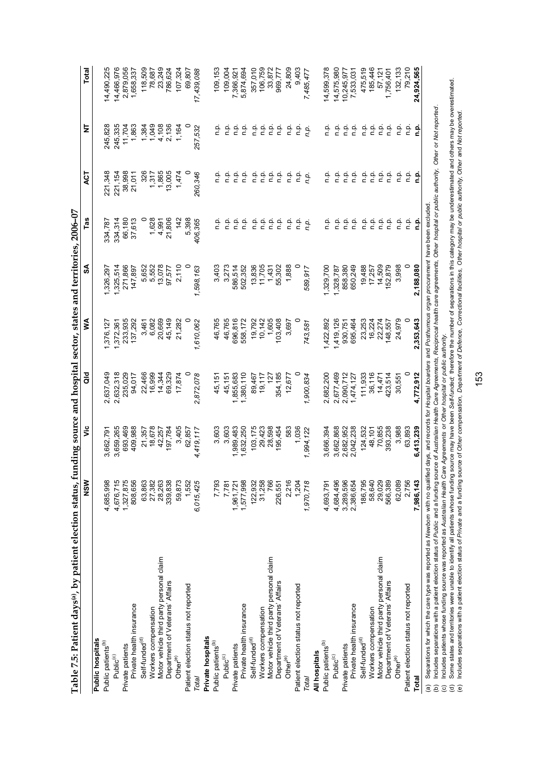# Table 7.5: Patient days[(a)], by patient election status, funding source and hospital sector, states and territories, 2006–07

| | NSW | Vic | Qld | WA | SA | Tas | ACT | NT | Total |
|---|---|---|---|---|---|---|---|---|---|
| **Public hospitals** | | | | | | | | | |
| Public patients[(b)] | 4,685,998 | 3,662,791 | 2,637,049 | 1,376,127 | 1,326,297 | 334,787 | 221,348 | 245,828 | 14,490,225 |
| Public[(c)] | 4,676,715 | 3,659,265 | 2,632,318 | 1,372,361 | 1,325,514 | 334,314 | 221,154 | 245,335 | 14,466,976 |
| Private patients | 1,327,875 | 693,469 | 235,029 | 233,935 | 271,866 | 66,180 | 38,998 | 11,704 | 2,879,056 |
| Private health insurance | 808,656 | 409,988 | 94,017 | 137,292 | 147,897 | 37,613 | 21,011 | 1,863 | 1,658,337 |
| Self-funded[(d)] | 63,863 | 21,357 | 22,466 | 3,461 | 5,652 | 0 | 326 | 1,384 | 118,509 |
| Workers compensation | 27,382 | 18,678 | 16,999 | 6,082 | 5,552 | 1,628 | 1,317 | 1,049 | 78,687 |
| Motor vehicle third party personal claim | 28,263 | 42,257 | 14,344 | 20,669 | 13,078 | 4,991 | 1,865 | 4,108 | 23,249 |
| Department of Veterans' Affairs | 339,838 | 197,784 | 69,329 | 45,149 | 97,577 | 21,806 | 13,005 | 2,136 | 786,624 |
| Other[(e)] | 59,873 | 3,405 | 17,874 | 21,282 | 2,110 | 142 | 1,474 | 1,164 | 107,324 |
| Patient election status not reported | 1,552 | 62,857 | 0 | 0 | 0 | 5,398 | 0 | 0 | 69,807 |
| *Total* | *6,015,425* | *4,419,117* | *2,872,078* | *1,610,062* | *1,598,163* | *406,365* | *260,346* | *257,532* | *17,439,088* |
| **Private hospitals** | | | | | | | | | |
| Public patients[(b)] | 7,793 | 3,603 | 45,151 | 46,765 | 3,403 | n.p. | n.p. | n.p. | 109,153 |
| Public[(c)] | 7,781 | 3,603 | 45,151 | 46,765 | 3,273 | n.p. | n.p. | n.p. | 109,004 |
| Private patients | 1,961,721 | 1,989,483 | 1,855,683 | 696,816 | 586,514 | n.p. | n.p. | n.p. | 7,366,921 |
| Private health insurance | 1,577,998 | 1,632,250 | 1,380,110 | 558,172 | 502,352 | n.p. | n.p. | n.p. | 5,874,694 |
| Self-funded[(d)] | 122,932 | 103,175 | 89,467 | 19,792 | 13,836 | n.p. | n.p. | n.p. | 357,010 |
| Workers compensation | 31,258 | 29,423 | 19,117 | 10,142 | 11,705 | n.p. | n.p. | n.p. | 106,759 |
| Motor vehicle third party personal claim | 766 | 28,598 | 127 | 1,605 | 1,431 | n.p. | n.p. | n.p. | 33,872 |
| Department of Veterans' Affairs | 226,551 | 195,454 | 354,185 | 103,408 | 55,302 | n.p. | n.p. | n.p. | 969,777 |
| Other[(e)] | 2,216 | 583 | 12,677 | 3,697 | 1,888 | n.p. | n.p. | n.p. | 24,809 |
| Patient election status not reported | 1,204 | 1,036 | 0 | 0 | 0 | n.p. | n.p. | n.p. | 9,403 |
| *Total* | *1,970,718* | *1,994,122* | *1,900,834* | *743,581* | *589,917* | *n.p.* | *n.p.* | *n.p.* | *7,485,477* |
| **All hospitals** | | | | | | | | | |
| Public patients[(b)] | 4,693,791 | 3,666,394 | 2,682,200 | 1,422,892 | 1,329,700 | n.p. | n.p. | n.p. | 14,599,378 |
| Public[(c)] | 4,684,496 | 3,662,868 | 2,677,469 | 1,419,126 | 1,328,787 | n.p. | n.p. | n.p. | 14,575,980 |
| Private patients | 3,289,596 | 2,682,952 | 2,090,712 | 930,751 | 858,380 | n.p. | n.p. | n.p. | 10,245,977 |
| Private health insurance | 2,386,654 | 2,042,238 | 1,474,127 | 695,464 | 650,249 | n.p. | n.p. | n.p. | 7,533,031 |
| Self-funded[(d)] | 186,795 | 124,532 | 111,933 | 23,253 | 19,488 | n.p. | n.p. | n.p. | 475,519 |
| Workers compensation | 58,640 | 48,101 | 36,116 | 16,224 | 17,257 | n.p. | n.p. | n.p. | 185,446 |
| Motor vehicle third party personal claim | 29,029 | 70,855 | 14,471 | 22,274 | 14,509 | n.p. | n.p. | n.p. | 57,121 |
| Department of Veterans' Affairs | 566,389 | 393,238 | 423,514 | 148,557 | 152,879 | n.p. | n.p. | n.p. | 1,756,401 |
| Other[(e)] | 62,089 | 3,988 | 30,551 | 24,979 | 3,998 | n.p. | n.p. | n.p. | 132,133 |
| Patient election status not reported | 2,756 | 63,893 | 0 | 0 | 0 | n.p. | n.p. | n.p. | 79,210 |
| **Total** | **7,986,143** | **6,413,239** | **4,772,912** | **2,353,643** | **2,188,080** | **n.p.** | **n.p.** | **n.p.** | **24,924,565** |

(a) Separations for which the care type was reported as *Newborn* with no qualified days, and records for *Hospital boarders* and *Posthumous organ procurement* have been excluded.
(b) Includes separations with a patient election status of *Public* and a funding source of *Australian Health Care Agreements*, *Reciprocal health care agreements*, *Other hospital or public authority*, *Other* or *Not reported*.
(c) Includes patients whose funding source was reported as *Australian Health Care Agreements* or *Other hospital or public authority*.
(d) Some states and territories were unable to identify all patients whose funding source may have been *Self-funded*; therefore the number of separations in this category may be underestimated and others may be overestimated.
(e) Includes separations with a patient election status of *Private* and a funding source of *Other compensation*, *Department of Defence*, *Correctional facilities*, *Other hospital or public authority*, *Other* and *Not reported*.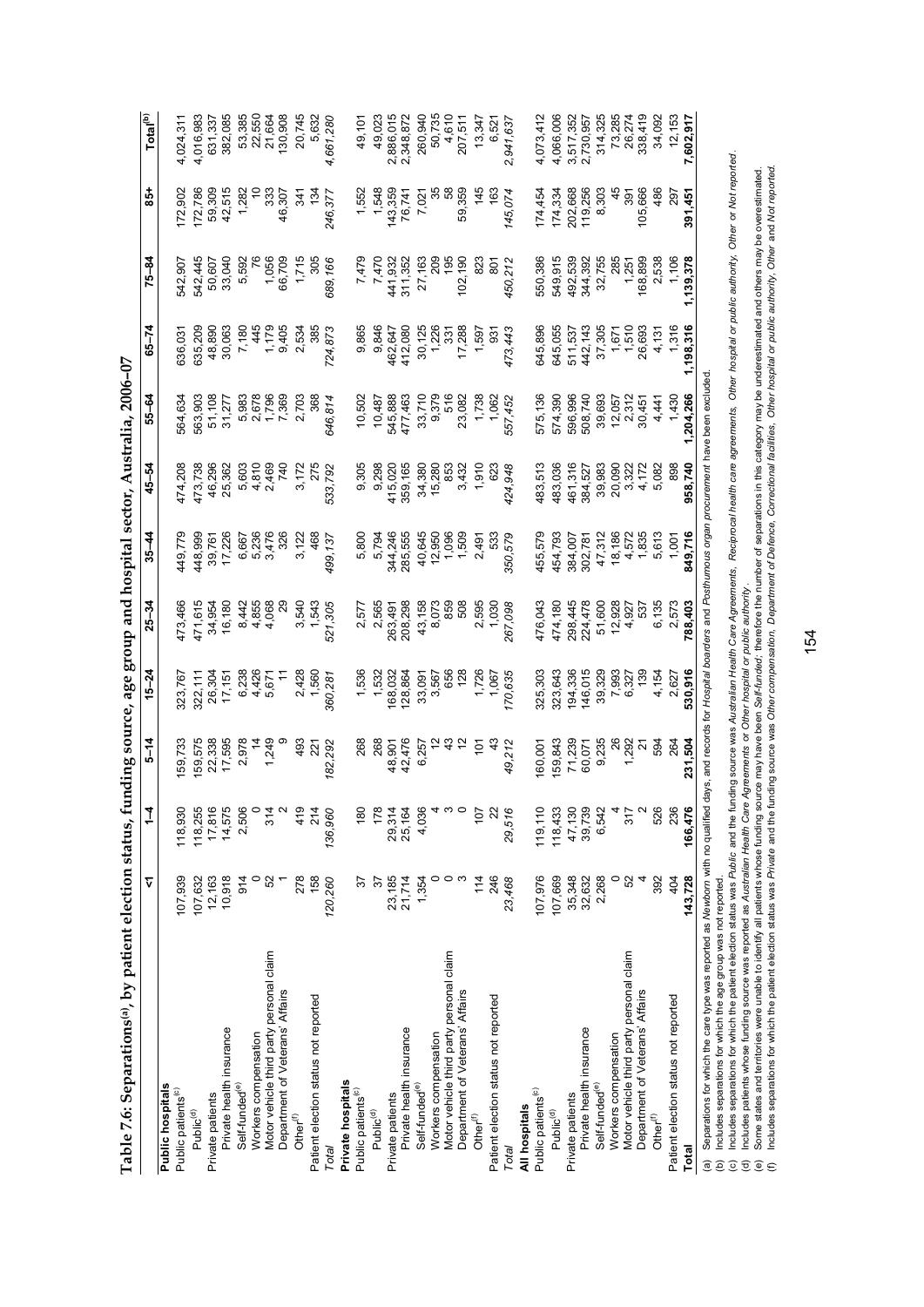## Table 7.6: Separations[(a)], by patient election status, funding source, age group and hospital sector, Australia, 2006–07

| | <1 | 1–4 | 5–14 | 15–24 | 25–34 | 35–44 | 45–54 | 55–64 | 65–74 | 75–84 | 85+ | Total[(b)] |
|---|---|---|---|---|---|---|---|---|---|---|---|---|
| **Public hospitals** | | | | | | | | | | | | |
| Public patients[(c)] | 107,939 | 118,930 | 159,733 | 323,767 | 473,466 | 449,779 | 474,208 | 564,634 | 636,031 | 542,907 | 172,902 | 4,024,311 |
| Public[(d)] | 107,632 | 118,255 | 159,575 | 322,111 | 471,615 | 448,999 | 473,738 | 563,903 | 635,209 | 542,445 | 172,786 | 4,016,983 |
| Private patients | 12,163 | 17,816 | 22,338 | 26,304 | 34,954 | 39,761 | 46,296 | 51,108 | 48,890 | 50,607 | 59,309 | 631,337 |
| Private health insurance | 10,918 | 14,575 | 17,595 | 17,151 | 16,180 | 17,226 | 25,362 | 31,277 | 30,063 | 33,040 | 42,515 | 382,085 |
| Self-funded[(e)] | 914 | 2,506 | 2,978 | 6,238 | 8,442 | 6,667 | 5,603 | 5,983 | 7,180 | 5,592 | 1,282 | 53,385 |
| Workers compensation | 0 | 0 | 14 | 4,426 | 4,855 | 5,236 | 4,810 | 2,678 | 445 | 76 | 10 | 22,550 |
| Motor vehicle third party personal claim | 52 | 314 | 1,249 | 5,671 | 4,068 | 3,476 | 2,469 | 1,796 | 1,179 | 1,056 | 333 | 21,664 |
| Department of Veterans' Affairs | 1 | 2 | 9 | 11 | 29 | 326 | 740 | 7,369 | 9,405 | 66,709 | 46,307 | 130,908 |
| Other[(f)] | 278 | 419 | 493 | 2,428 | 3,540 | 3,122 | 3,172 | 2,703 | 2,534 | 1,715 | 341 | 20,745 |
| Patient election status not reported | 158 | 214 | 221 | 1,560 | 1,543 | 468 | 275 | 368 | 385 | 305 | 134 | 5,632 |
| *Total* | *120,260* | *136,960* | *182,292* | *360,281* | *521,305* | *499,137* | *533,792* | *646,814* | *724,873* | *689,166* | *246,377* | *4,661,280* |
| **Private hospitals** | | | | | | | | | | | | |
| Public patients[(c)] | 37 | 180 | 268 | 1,536 | 2,577 | 5,800 | 9,305 | 10,502 | 9,865 | 7,479 | 1,552 | 49,101 |
| Public[(d)] | 37 | 178 | 268 | 1,532 | 2,565 | 5,794 | 9,298 | 10,487 | 9,846 | 7,470 | 1,548 | 49,023 |
| Private patients | 23,185 | 29,314 | 48,901 | 168,032 | 263,491 | 344,246 | 415,020 | 545,888 | 462,647 | 441,932 | 143,359 | 2,886,015 |
| Private health insurance | 21,714 | 25,164 | 42,476 | 128,864 | 208,298 | 285,555 | 359,165 | 477,463 | 412,080 | 311,352 | 76,741 | 2,348,872 |
| Self-funded[(e)] | 1,354 | 4,036 | 6,257 | 33,091 | 43,158 | 40,645 | 34,380 | 33,710 | 30,125 | 27,163 | 7,021 | 260,940 |
| Workers compensation | 0 | 4 | 12 | 3,567 | 8,073 | 12,950 | 15,280 | 9,379 | 1,226 | 209 | 35 | 50,735 |
| Motor vehicle third party personal claim | 0 | 3 | 43 | 656 | 859 | 1,096 | 853 | 516 | 331 | 195 | 58 | 4,610 |
| Department of Veterans' Affairs | 3 | 0 | 12 | 128 | 508 | 1,509 | 3,432 | 23,082 | 17,288 | 102,190 | 59,359 | 207,511 |
| Other[(f)] | 114 | 107 | 101 | 1,726 | 2,595 | 2,491 | 1,910 | 1,738 | 1,597 | 823 | 145 | 13,347 |
| Patient election status not reported | 246 | 22 | 43 | 1,067 | 1,030 | 533 | 623 | 1,062 | 931 | 801 | 163 | 6,521 |
| *Total* | *23,468* | *29,516* | *49,212* | *170,635* | *267,098* | *350,579* | *424,948* | *557,452* | *473,443* | *450,212* | *145,074* | *2,941,637* |
| **All hospitals** | | | | | | | | | | | | |
| Public patients[(c)] | 107,976 | 119,110 | 160,001 | 325,303 | 476,043 | 455,579 | 483,513 | 575,136 | 645,896 | 550,386 | 174,454 | 4,073,412 |
| Public[(d)] | 107,669 | 118,433 | 159,843 | 323,643 | 474,180 | 454,793 | 483,036 | 574,390 | 645,055 | 549,915 | 174,334 | 4,066,006 |
| Private patients | 35,348 | 47,130 | 71,239 | 194,336 | 298,445 | 384,007 | 461,316 | 596,996 | 511,537 | 492,539 | 202,668 | 3,517,352 |
| Private health insurance | 32,632 | 39,739 | 60,071 | 146,015 | 224,478 | 302,781 | 384,527 | 508,740 | 442,143 | 344,392 | 119,256 | 2,730,957 |
| Self-funded[(e)] | 2,268 | 6,542 | 9,235 | 39,329 | 51,600 | 47,312 | 39,983 | 39,693 | 37,305 | 32,755 | 8,303 | 314,325 |
| Workers compensation | 0 | 4 | 26 | 7,993 | 12,928 | 18,186 | 20,090 | 12,057 | 1,671 | 285 | 45 | 73,285 |
| Motor vehicle third party personal claim | 52 | 317 | 1,292 | 6,327 | 4,927 | 4,572 | 3,322 | 2,312 | 1,510 | 1,251 | 391 | 26,274 |
| Department of Veterans' Affairs | 4 | 2 | 21 | 139 | 537 | 1,835 | 4,172 | 30,451 | 26,693 | 168,899 | 105,666 | 338,419 |
| Other[(f)] | 392 | 526 | 594 | 4,154 | 6,135 | 5,613 | 5,082 | 4,441 | 4,131 | 2,538 | 486 | 34,092 |
| Patient election status not reported | 404 | 236 | 264 | 2,627 | 2,573 | 1,001 | 898 | 1,430 | 1,316 | 1,106 | 297 | 12,153 |
| **Total** | **143,728** | **166,476** | **231,504** | **530,916** | **788,403** | **849,716** | **958,740** | **1,204,266** | **1,198,316** | **1,139,378** | **391,451** | **7,602,917** |

(a) Separations for which the care type was reported as *Newborn* with no qualified days, and records for *Hospital boarders* and *Posthumous organ procurement* have been excluded.
(b) Includes separations for which the age group was not reported.
(c) Includes separations for which the patient election status was *Public* and the funding source was *Australian Health Care Agreements, Reciprocal health care agreements, Other hospital or public authority, Other* or *Not reported*.
(d) Includes patients whose funding source was reported as *Australian Health Care Agreements* or *Other hospital or public authority*.
(e) Some states and territories were unable to identify all patients whose funding source may have been *Self-funded*; therefore the number of separations in this category may be underestimated and others may be overestimated.
(f) Includes separations for which the patient election status was *Private* and the funding source was *Other compensation, Department of Defence, Correctional facilities, Other hospital or public authority, Other* and *Not reported*.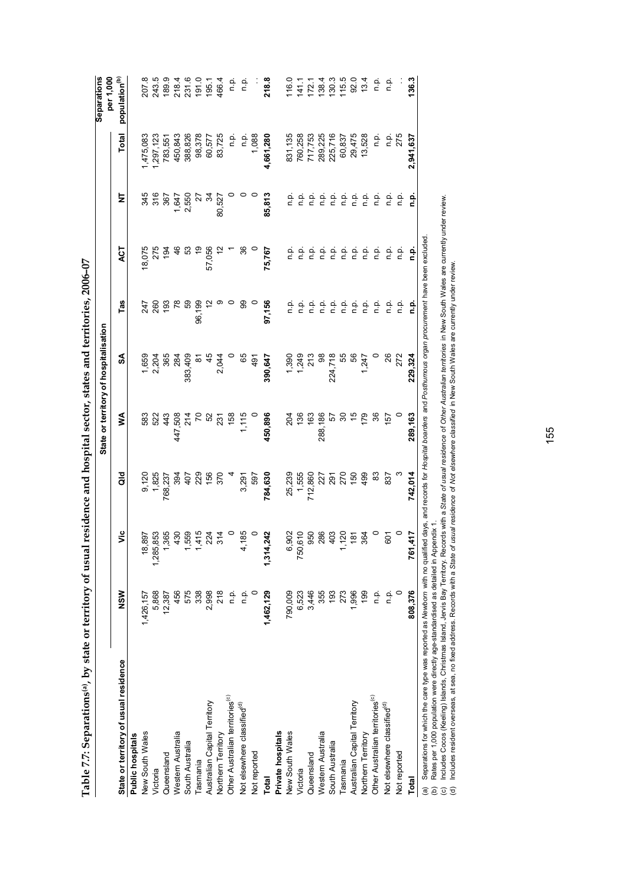# Table 7.7: Separations[(a)], by state or territory of usual residence and hospital sector, states and territories, 2006–07

| State or territory of usual residence | State or territory of hospitalisation | | | | | | | | | Separations per 1,000 population[(b)] |
|---|---|---|---|---|---|---|---|---|---|---|
| | NSW | Vic | Qld | WA | SA | Tas | ACT | NT | Total | |
| **Public hospitals** | | | | | | | | | | |
| New South Wales | 1,426,157 | 18,897 | 9,120 | 583 | 1,659 | 247 | 18,075 | 345 | 1,475,083 | 207.8 |
| Victoria | 5,868 | 1,285,853 | 1,825 | 522 | 2,204 | 260 | 275 | 316 | 1,297,123 | 243.5 |
| Queensland | 12,387 | 1,365 | 768,237 | 443 | 365 | 193 | 194 | 367 | 783,551 | 189.9 |
| Western Australia | 456 | 430 | 394 | 447,508 | 284 | 78 | 46 | 1,647 | 450,843 | 218.4 |
| South Australia | 575 | 1,559 | 407 | 214 | 383,409 | 59 | 53 | 2,550 | 388,826 | 231.6 |
| Tasmania | 338 | 1,415 | 229 | 70 | 81 | 96,199 | 19 | 27 | 98,378 | 191.0 |
| Australian Capital Territory | 2,998 | 224 | 156 | 52 | 45 | 12 | 57,056 | 34 | 60,577 | 195.1 |
| Northern Territory | 218 | 314 | 370 | 231 | 2,044 | 9 | 12 | 80,527 | 83,725 | 466.4 |
| Other Australian territories[(c)] | n.p. | 0 | 4 | 158 | 0 | 0 | 1 | 0 | n.p. | n.p. |
| Not elsewhere classified[(d)] | n.p. | 4,185 | 3,291 | 1,115 | 65 | 99 | 36 | 0 | n.p. | n.p. |
| Not reported | 0 | 0 | 597 | 0 | 491 | 0 | 0 | 0 | 1,088 | . . |
| **Total** | **1,462,129** | **1,314,242** | **784,630** | **450,896** | **390,647** | **97,156** | **75,767** | **85,813** | **4,661,280** | **218.8** |
| **Private hospitals** | | | | | | | | | | |
| New South Wales | 790,009 | 6,902 | 25,239 | 204 | 1,390 | n.p. | n.p. | n.p. | 831,135 | 116.0 |
| Victoria | 6,523 | 750,610 | 1,555 | 136 | 1,249 | n.p. | n.p. | n.p. | 760,258 | 141.1 |
| Queensland | 3,446 | 950 | 712,860 | 163 | 213 | n.p. | n.p. | n.p. | 717,753 | 172.1 |
| Western Australia | 355 | 286 | 227 | 288,186 | 98 | n.p. | n.p. | n.p. | 289,225 | 138.4 |
| South Australia | 193 | 403 | 291 | 57 | 224,718 | n.p. | n.p. | n.p. | 225,716 | 130.3 |
| Tasmania | 273 | 1,120 | 270 | 30 | 55 | n.p. | n.p. | n.p. | 60,837 | 115.5 |
| Australian Capital Territory | 1,996 | 181 | 150 | 15 | 56 | n.p. | n.p. | n.p. | 29,475 | 92.0 |
| Northern Territory | 199 | 364 | 499 | 179 | 1,247 | n.p. | n.p. | n.p. | 13,528 | 13.4 |
| Other Australian territories[(c)] | n.p. | 0 | 83 | 36 | 0 | n.p. | n.p. | n.p. | n.p. | n.p. |
| Not elsewhere classified[(d)] | n.p. | 601 | 837 | 157 | 26 | n.p. | n.p. | n.p. | n.p. | n.p. |
| Not reported | 0 | 0 | 3 | 0 | 272 | n.p. | n.p. | n.p. | 275 | . . |
| **Total** | **808,376** | **761,417** | **742,014** | **289,163** | **229,324** | **n.p.** | **n.p.** | **n.p.** | **2,941,637** | **136.3** |

(a) Separations for which the care type was reported as *Newborn* with no qualified days, and records for *Hospital boarders* and *Posthumous organ procurement* have been excluded.

(b) Rates per 1,000 population were directly age-standardised as detailed in Appendix 1.

(c) Includes Cocos (Keeling) Islands, Christmas Island, Jervis Bay Territory. Records with a *State of usual residence* of *Other Australian territories* in New South Wales are currently under review.

(d) Includes resident overseas, at sea, no fixed address. Records with a *State of usual residence* of *Not elsewhere classified* in New South Wales are currently under review.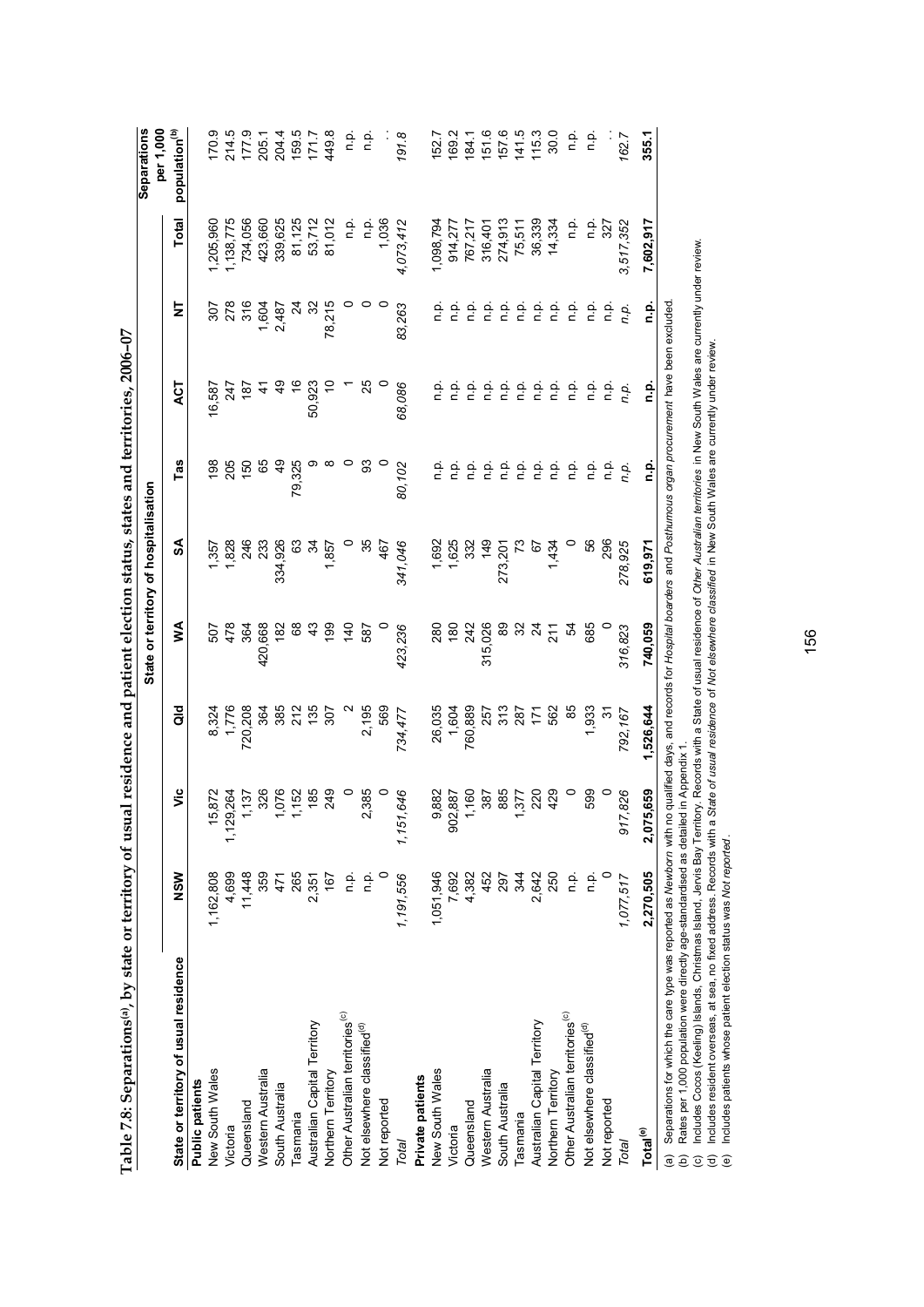# Table 7.8: Separations[(a)], by state or territory of usual residence and patient election status, states and territories, 2006–07

| State or territory of usual residence | State or territory of hospitalisation | | | | | | | | | Separations per 1,000 population[(b)] |
|---|---|---|---|---|---|---|---|---|---|---|
| | NSW | Vic | Qld | WA | SA | Tas | ACT | NT | Total | |
| **Public patients** | | | | | | | | | | |
| New South Wales | 1,162,808 | 15,872 | 8,324 | 507 | 1,357 | 198 | 16,587 | 307 | 1,205,960 | 170.9 |
| Victoria | 4,699 | 1,129,264 | 1,776 | 478 | 1,828 | 205 | 247 | 278 | 1,138,775 | 214.5 |
| Queensland | 11,448 | 1,137 | 720,208 | 364 | 246 | 150 | 187 | 316 | 734,056 | 177.9 |
| Western Australia | 359 | 326 | 364 | 420,668 | 233 | 65 | 41 | 1,604 | 423,660 | 205.1 |
| South Australia | 471 | 1,076 | 385 | 182 | 334,926 | 49 | 49 | 2,487 | 339,625 | 204.4 |
| Tasmania | 265 | 1,152 | 212 | 68 | 63 | 79,325 | 16 | 24 | 81,125 | 159.5 |
| Australian Capital Territory | 2,351 | 185 | 135 | 43 | 34 | 9 | 50,923 | 32 | 53,712 | 171.7 |
| Northern Territory | 167 | 249 | 307 | 199 | 1,857 | 8 | 10 | 78,215 | 81,012 | 449.8 |
| Other Australian territories[(c)] | n.p. | 0 | 2 | 140 | 0 | 0 | 1 | 0 | n.p. | n.p. |
| Not elsewhere classified[(d)] | n.p. | 2,385 | 2,195 | 587 | 35 | 93 | 25 | 0 | n.p. | n.p. |
| Not reported | 0 | 0 | 569 | 0 | 467 | 0 | 0 | 0 | 1,036 | . . |
| *Total* | *1,191,556* | *1,151,646* | *734,477* | *423,236* | *341,046* | *80,102* | *68,086* | *83,263* | *4,073,412* | *191.8* |
| **Private patients** | | | | | | | | | | |
| New South Wales | 1,051,946 | 9,882 | 26,035 | 280 | 1,692 | n.p. | n.p. | n.p. | 1,098,794 | 152.7 |
| Victoria | 7,692 | 902,887 | 1,604 | 180 | 1,625 | n.p. | n.p. | n.p. | 914,277 | 169.2 |
| Queensland | 4,382 | 1,160 | 760,889 | 242 | 332 | n.p. | n.p. | n.p. | 767,217 | 184.1 |
| Western Australia | 452 | 387 | 257 | 315,026 | 149 | n.p. | n.p. | n.p. | 316,401 | 151.6 |
| South Australia | 297 | 885 | 313 | 89 | 273,201 | n.p. | n.p. | n.p. | 274,913 | 157.6 |
| Tasmania | 344 | 1,377 | 287 | 32 | 73 | n.p. | n.p. | n.p. | 75,511 | 141.5 |
| Australian Capital Territory | 2,642 | 220 | 171 | 24 | 67 | n.p. | n.p. | n.p. | 36,339 | 115.3 |
| Northern Territory | 250 | 429 | 562 | 211 | 1,434 | n.p. | n.p. | n.p. | 14,334 | 30.0 |
| Other Australian territories[(c)] | n.p. | 0 | 85 | 54 | 0 | n.p. | n.p. | n.p. | n.p. | n.p. |
| Not elsewhere classified[(d)] | n.p. | 599 | 1,933 | 685 | 56 | n.p. | n.p. | n.p. | n.p. | n.p. |
| Not reported | 0 | 0 | 31 | 0 | 296 | n.p. | n.p. | n.p. | 327 | . . |
| *Total* | *1,077,517* | *917,826* | *792,167* | *316,823* | *278,925* | *n.p.* | *n.p.* | *n.p.* | *3,517,352* | *162.7* |
| **Total[(e)]** | **2,270,505** | **2,075,659** | **1,526,644** | **740,059** | **619,971** | **n.p.** | **n.p.** | **n.p.** | **7,602,917** | **355.1** |

(a) Separations for which the care type was reported as *Newborn* with no qualified days, and records for *Hospital boarders* and *Posthumous organ procurement* have been excluded.
(b) Rates per 1,000 population were directly age-standardised as detailed in Appendix 1.
(c) Includes Cocos (Keeling) Islands, Christmas Island, Jervis Bay Territory. Records with a State of usual residence of *Other Australian territories* in New South Wales are currently under review.
(d) Includes resident overseas, at sea, no fixed address. Records with a *State of usual residence* of *Not elsewhere classified* in New South Wales are currently under review.
(e) Includes patients whose patient election status was *Not reported*.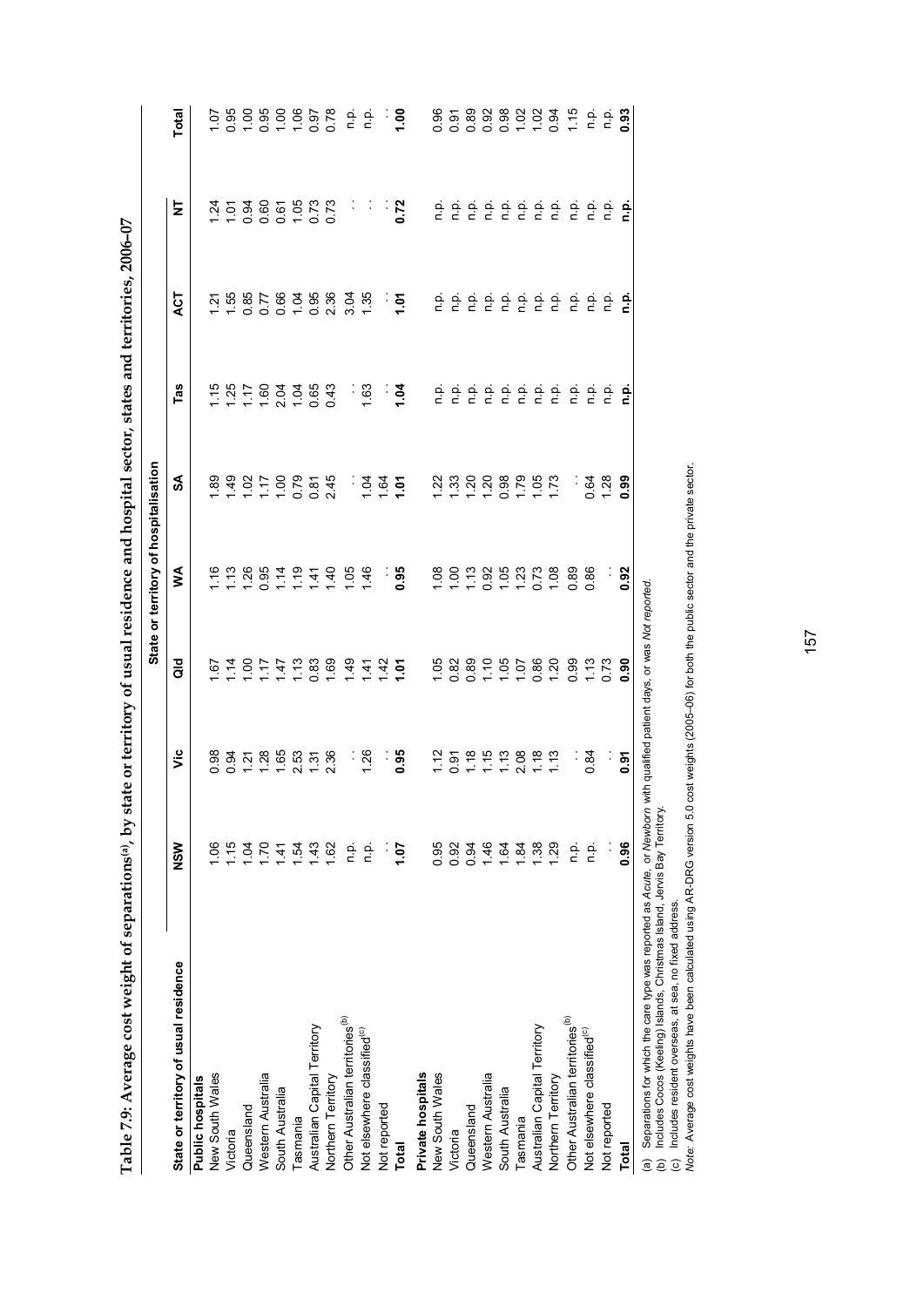**Table 7.9: Average cost weight of separations[(a)], by state or territory of usual residence and hospital sector, states and territories, 2006–07**

| State or territory of usual residence | State or territory of hospitalisation | | | | | | | | |
|---|---|---|---|---|---|---|---|---|---|
| | NSW | Vic | Qld | WA | SA | Tas | ACT | NT | Total |
| **Public hospitals** | | | | | | | | | |
| New South Wales | 1.06 | 0.98 | 1.67 | 1.16 | 1.89 | 1.15 | 1.21 | 1.24 | 1.07 |
| Victoria | 1.15 | 0.94 | 1.14 | 1.13 | 1.49 | 1.25 | 1.55 | 1.01 | 0.95 |
| Queensland | 1.04 | 1.21 | 1.00 | 1.26 | 1.02 | 1.17 | 0.85 | 0.94 | 1.00 |
| Western Australia | 1.70 | 1.28 | 1.17 | 0.95 | 1.17 | 1.60 | 0.77 | 0.60 | 0.95 |
| South Australia | 1.41 | 1.65 | 1.47 | 1.14 | 1.00 | 2.04 | 0.66 | 0.61 | 1.00 |
| Tasmania | 1.54 | 2.53 | 1.13 | 1.19 | 0.79 | 1.04 | 1.04 | 1.05 | 1.06 |
| Australian Capital Territory | 1.43 | 1.31 | 0.83 | 1.41 | 0.81 | 0.65 | 0.95 | 0.73 | 0.97 |
| Northern Territory | 1.62 | 2.36 | 1.69 | 1.40 | 2.45 | 0.43 | 2.36 | 0.73 | 0.78 |
| Other Australian territories[(b)] | n.p. | . . | 1.49 | 1.05 | . . | . . | 3.04 | . . | n.p. |
| Not elsewhere classified[(c)] | n.p. | 1.26 | 1.41 | 1.46 | 1.04 | 1.63 | 1.35 | . . | n.p. |
| Not reported | . . | . . | 1.42 | . . | 1.64 | . . | . . | . . | . . |
| **Total** | **1.07** | **0.95** | **1.01** | **0.95** | **1.01** | **1.04** | **1.01** | **0.72** | **1.00** |
| **Private hospitals** | | | | | | | | | |
| New South Wales | 0.95 | 1.12 | 1.05 | 1.08 | 1.22 | n.p. | n.p. | n.p. | 0.96 |
| Victoria | 0.92 | 0.91 | 0.82 | 1.00 | 1.33 | n.p. | n.p. | n.p. | 0.91 |
| Queensland | 0.94 | 1.18 | 0.89 | 1.13 | 1.20 | n.p. | n.p. | n.p. | 0.89 |
| Western Australia | 1.46 | 1.15 | 1.10 | 0.92 | 1.20 | n.p. | n.p. | n.p. | 0.92 |
| South Australia | 1.64 | 1.13 | 1.05 | 1.05 | 0.98 | n.p. | n.p. | n.p. | 0.98 |
| Tasmania | 1.84 | 2.08 | 1.07 | 1.23 | 1.79 | n.p. | n.p. | n.p. | 1.02 |
| Australian Capital Territory | 1.38 | 1.18 | 0.86 | 0.73 | 1.05 | n.p. | n.p. | n.p. | 1.02 |
| Northern Territory | 1.29 | 1.13 | 1.20 | 1.08 | 1.73 | n.p. | n.p. | n.p. | 0.94 |
| Other Australian territories[(b)] | n.p. | . . | 0.99 | 0.89 | . . | n.p. | n.p. | n.p. | 1.15 |
| Not elsewhere classified[(c)] | n.p. | 0.84 | 1.13 | 0.86 | 0.64 | n.p. | n.p. | n.p. | n.p. |
| Not reported | . . | . . | 0.73 | . . | 1.28 | n.p. | n.p. | n.p. | n.p. |
| **Total** | **0.96** | **0.91** | **0.90** | **0.92** | **0.99** | **n.p.** | **n.p.** | **n.p.** | **0.93** |

(a) Separations for which the care type was reported as *Acute*, or *Newborn* with qualified patient days, or was *Not reported*.

(b) Includes Cocos (Keeling) Islands, Christmas Island, Jervis Bay Territory.

(c) Includes resident overseas, at sea, no fixed address.

*Note:* Average cost weights have been calculated using AR-DRG version 5.0 cost weights (2005–06) for both the public sector and the private sector.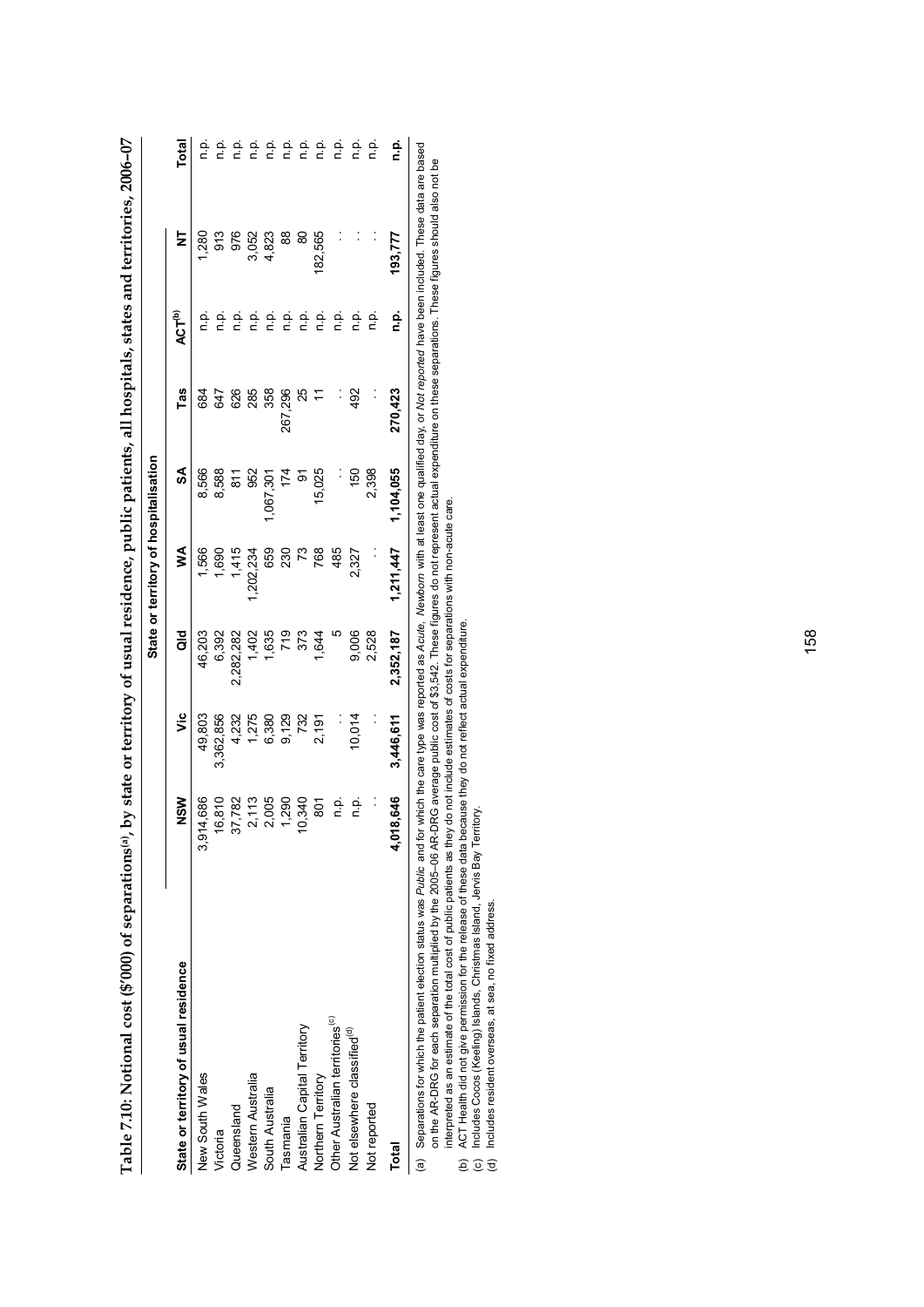**Table 7.10: Notional cost ($'000) of separations[(a)], by state or territory of usual residence, public patients, all hospitals, states and territories, 2006–07**

| | State or territory of hospitalisation | | | | | | | | |
|---|---|---|---|---|---|---|---|---|---|
| **State or territory of usual residence** | **NSW** | **Vic** | **Qld** | **WA** | **SA** | **Tas** | **ACT[(b)]** | **NT** | **Total** |
| New South Wales | 3,914,686 | 49,803 | 46,203 | 1,566 | 8,566 | 684 | n.p. | 1,280 | n.p. |
| Victoria | 16,810 | 3,362,856 | 6,392 | 1,690 | 8,588 | 647 | n.p. | 913 | n.p. |
| Queensland | 37,782 | 4,232 | 2,282,282 | 1,415 | 811 | 626 | n.p. | 976 | n.p. |
| Western Australia | 2,113 | 1,275 | 1,402 | 1,202,234 | 952 | 285 | n.p. | 3,052 | n.p. |
| South Australia | 2,005 | 6,380 | 1,635 | 659 | 1,067,301 | 358 | n.p. | 4,823 | n.p. |
| Tasmania | 1,290 | 9,129 | 719 | 230 | 174 | 267,296 | n.p. | 88 | n.p. |
| Australian Capital Territory | 10,340 | 732 | 373 | 73 | 91 | 25 | n.p. | 80 | n.p. |
| Northern Territory | 801 | 2,191 | 1,644 | 768 | 15,025 | 11 | n.p. | 182,565 | n.p. |
| Other Australian territories[(c)] | n.p. | . . | 5 | 485 | . . | . . | n.p. | . . | n.p. |
| Not elsewhere classified[(d)] | n.p. | 10,014 | 9,006 | 2,327 | 150 | 492 | n.p. | . . | n.p. |
| Not reported | . . | . . | 2,528 | . . | 2,398 | . . | n.p. | . . | n.p. |
| **Total** | **4,018,646** | **3,446,611** | **2,352,187** | **1,211,447** | **1,104,055** | **270,423** | **n.p.** | **193,777** | **n.p.** |

(a) Separations for which the patient election status was *Public* and for which the care type was reported as *Acute*, *Newborn* with at least one qualified day, or *Not reported* have been included. These data are based on the AR-DRG for each separation multiplied by the 2005–06 AR-DRG average public cost of $3,542. These figures do not represent actual expenditure on these separations. These figures should also not be interpreted as an estimate of the total cost of public patients as they do not include estimates of costs for separations with non-acute care.

(b) ACT Health did not give permission for the release of these data because they do not reflect actual expenditure.

(c) Includes Cocos (Keeling) Islands, Christmas Island, Jervis Bay Territory.

(d) Includes resident overseas, at sea, no fixed address.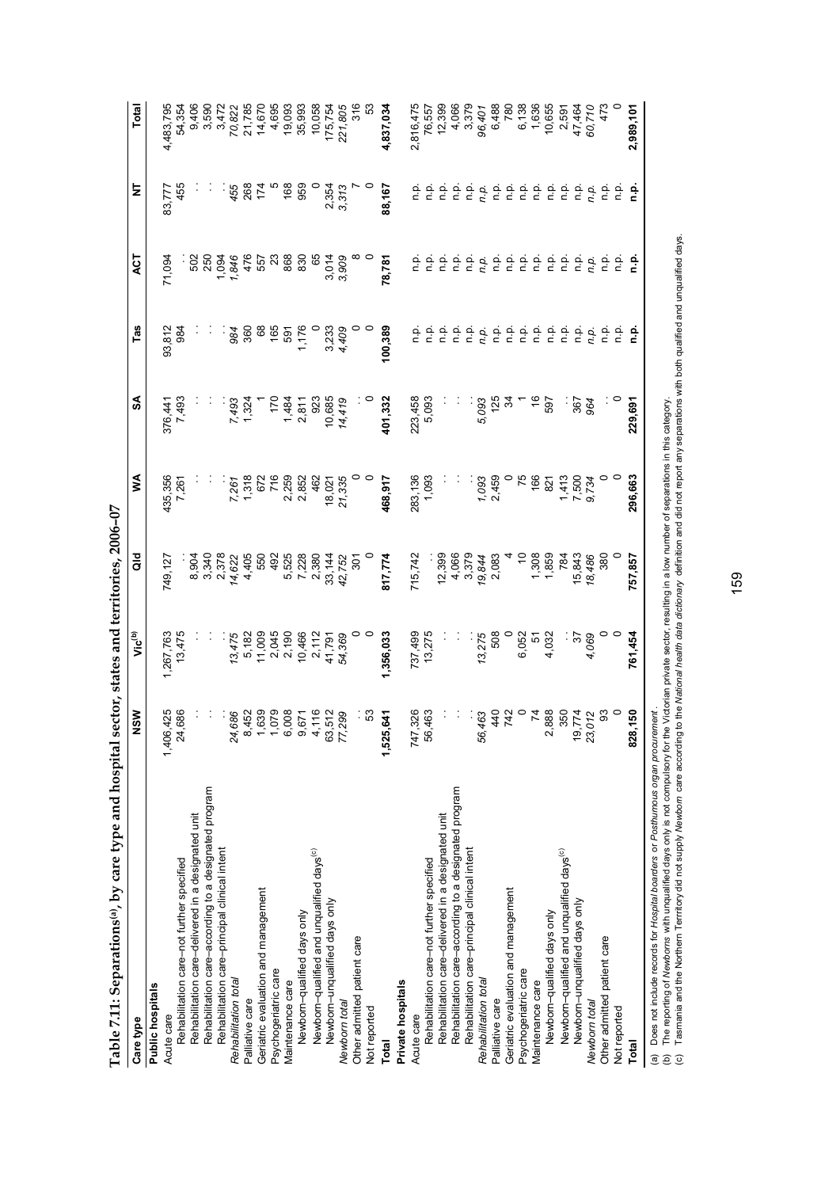## Table 7.11: Separations[(a)], by care type and hospital sector, states and territories, 2006–07

| Care type | NSW | Vic[(b)] | Qld | WA | SA | Tas | ACT | NT | Total |
|---|---|---|---|---|---|---|---|---|---|
| **Public hospitals** | | | | | | | | | |
| Acute care | 1,406,425 | 1,267,763 | 749,127 | 435,356 | 376,441 | 93,812 | 71,094 | 83,777 | 4,483,795 |
| Rehabilitation care–not further specified | 24,686 | 13,475 | . . | 7,261 | 7,493 | 984 | . . | 455 | 54,354 |
| Rehabilitation care–delivered in a designated unit | . . | . . | 8,904 | . . | . . | . . | 502 | . . | 9,406 |
| Rehabilitation care–according to a designated program | . . | . . | 3,340 | . . | . . | . . | 250 | . . | 3,590 |
| Rehabilitation care–principal clinical intent | . . | . . | 2,378 | . . | . . | . . | 1,094 | . . | 3,472 |
| *Rehabilitation total* | *24,686* | *13,475* | *14,622* | *7,261* | *7,493* | *984* | *1,846* | *455* | *70,822* |
| Palliative care | 8,452 | 5,182 | 4,405 | 1,318 | 1,324 | 360 | 476 | 268 | 21,785 |
| Geriatric evaluation and management | 1,639 | 11,009 | 550 | 672 | 1 | 68 | 557 | 174 | 14,670 |
| Psychogeriatric care | 1,079 | 2,045 | 492 | 716 | 170 | 165 | 23 | 5 | 4,695 |
| Maintenance care | 6,008 | 2,190 | 5,525 | 2,259 | 1,484 | 591 | 868 | 168 | 19,093 |
| Newborn–qualified days only | 9,671 | 10,466 | 7,228 | 2,852 | 2,811 | 1,176 | 830 | 959 | 35,993 |
| Newborn–qualified and unqualified days[(c)] | 4,116 | 2,112 | 2,380 | 462 | 923 | 0 | 65 | 0 | 10,058 |
| Newborn–unqualified days only | 63,512 | 41,791 | 33,144 | 18,021 | 10,685 | 3,233 | 3,014 | 2,354 | 175,754 |
| *Newborn total* | *77,299* | *54,369* | *42,752* | *21,335* | *14,419* | *4,409* | *3,909* | *3,313* | *221,805* |
| Other admitted patient care | . . | 0 | 301 | 0 | . . | 0 | 8 | 7 | 316 |
| Not reported | 53 | 0 | 0 | 0 | 0 | 0 | 0 | 0 | 53 |
| **Total** | **1,525,641** | **1,356,033** | **817,774** | **468,917** | **401,332** | **100,389** | **78,781** | **88,167** | **4,837,034** |
| **Private hospitals** | | | | | | | | | |
| Acute care | 747,326 | 737,499 | 715,742 | 283,136 | 223,458 | n.p. | n.p. | n.p. | 2,816,475 |
| Rehabilitation care–not further specified | 56,463 | 13,275 | . . | 1,093 | 5,093 | n.p. | n.p. | n.p. | 76,557 |
| Rehabilitation care–delivered in a designated unit | . . | . . | 12,399 | . . | . . | n.p. | n.p. | n.p. | 12,399 |
| Rehabilitation care–according to a designated program | . . | . . | 4,066 | . . | . . | n.p. | n.p. | n.p. | 4,066 |
| Rehabilitation care–principal clinical intent | . . | . . | 3,379 | . . | . . | n.p. | n.p. | n.p. | 3,379 |
| *Rehabilitation total* | *56,463* | *13,275* | *19,844* | *1,093* | *5,093* | *n.p.* | *n.p.* | *n.p.* | *96,401* |
| Palliative care | 440 | 508 | 2,083 | 2,459 | 125 | n.p. | n.p. | n.p. | 6,488 |
| Geriatric evaluation and management | 742 | 0 | 4 | 0 | 34 | n.p. | n.p. | n.p. | 780 |
| Psychogeriatric care | 0 | 6,052 | 10 | 75 | 1 | n.p. | n.p. | n.p. | 6,138 |
| Maintenance care | 74 | 51 | 1,308 | 166 | 16 | n.p. | n.p. | n.p. | 1,636 |
| Newborn–qualified days only | 2,888 | 4,032 | 1,859 | 821 | 597 | n.p. | n.p. | n.p. | 10,655 |
| Newborn–qualified and unqualified days[(c)] | 350 | . . | 784 | 1,413 | . . | n.p. | n.p. | n.p. | 2,591 |
| Newborn–unqualified days only | 19,774 | 37 | 15,843 | 7,500 | 367 | n.p. | n.p. | n.p. | 47,464 |
| *Newborn total* | *23,012* | *4,069* | *18,486* | *9,734* | *964* | *n.p.* | *n.p.* | *n.p.* | *60,710* |
| Other admitted patient care | 93 | 0 | 380 | 0 | . . | n.p. | n.p. | n.p. | 473 |
| Not reported | 0 | 0 | 0 | 0 | 0 | n.p. | n.p. | n.p. | 0 |
| **Total** | **828,150** | **761,454** | **757,857** | **296,663** | **229,691** | **n.p.** | **n.p.** | **n.p.** | **2,989,101** |

(a) Does not include records for *Hospital boarders* or *Posthumous organ procurement*.
(b) The reporting of *Newborns* with unqualified days only is not compulsory for the Victorian private sector, resulting in a low number of separations in this category.
(c) Tasmania and the Northern Territory did not supply *Newborn* care according to the *National health data dictionary* definition and did not report any separations with both qualified and unqualified days.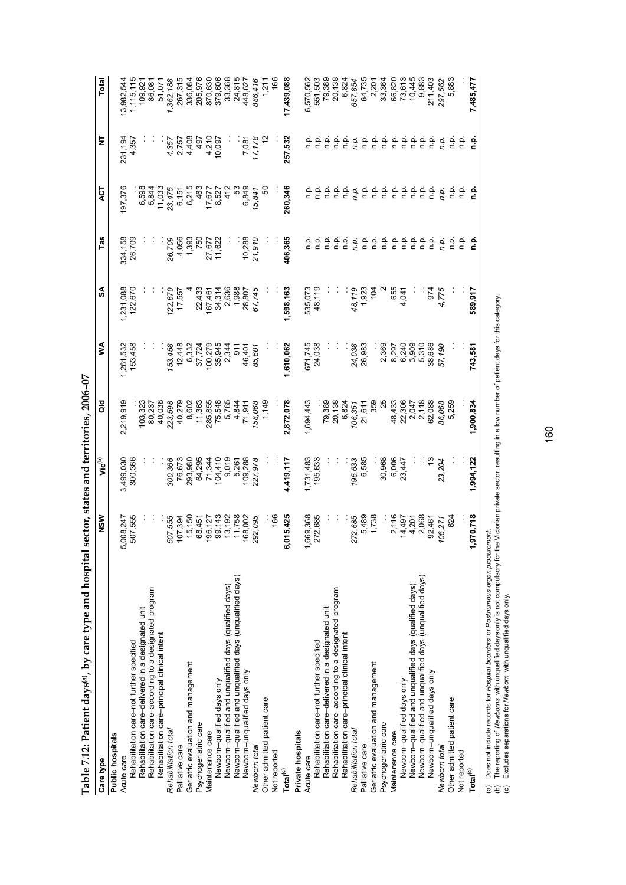**Table 7.12: Patient days[(a)], by care type and hospital sector, states and territories, 2006–07**

| Care type | NSW | Vic[(b)] | Qld | WA | SA | Tas | ACT | NT | Total |
|---|---|---|---|---|---|---|---|---|---|
| **Public hospitals** | | | | | | | | | |
| Acute care | 5,008,247 | 3,499,030 | 2,219,919 | 1,261,532 | 1,231,088 | 334,158 | 197,376 | 231,194 | 13,982,544 |
| Rehabilitation care–not further specified | 507,555 | 300,366 | . . | 153,458 | 122,670 | 26,709 | . . | 4,357 | 1,115,115 |
| Rehabilitation care–delivered in a designated unit | . . | . . | 103,323 | . . | . . | . . | 6,598 | . . | 109,921 |
| Rehabilitation care–according to a designated program | . . | . . | 80,237 | . . | . . | . . | 5,844 | . . | 86,081 |
| Rehabilitation care–principal clinical intent | . . | . . | 40,038 | . . | . . | . . | 11,033 | . . | 51,071 |
| *Rehabilitation total* | *507,555* | *300,366* | *223,598* | *153,458* | *122,670* | *26,709* | *23,475* | *4,357* | *1,362,188* |
| Palliative care | 107,394 | 76,673 | 40,279 | 12,448 | 17,557 | 4,056 | 6,151 | 2,757 | 267,315 |
| Geriatric evaluation and management | 15,150 | 293,980 | 8,602 | 6,332 | 4 | 1,393 | 6,215 | 4,408 | 336,084 |
| Psychogeriatric care | 68,451 | 64,295 | 11,363 | 37,724 | 22,433 | 750 | 463 | 497 | 205,976 |
| Maintenance care | 196,127 | 71,344 | 285,855 | 100,279 | 167,461 | 27,677 | 17,677 | 4,210 | 870,630 |
| Newborn–qualified days only | 99,143 | 104,410 | 75,548 | 35,945 | 34,314 | 11,622 | 8,527 | 10,097 | 379,606 |
| Newborn–qualified and unqualified days (qualified days) | 13,192 | 9,019 | 5,765 | 2,344 | 2,636 | . . | 412 | . . | 33,368 |
| Newborn–qualified and unqualified days (unqualified days) | 11,758 | 5,261 | 4,844 | 911 | 1,988 | . . | 53 | . . | 24,815 |
| Newborn–unqualified days only | 168,002 | 109,288 | 71,911 | 46,401 | 28,807 | 10,288 | 6,849 | 7,081 | 448,627 |
| *Newborn total* | *292,095* | *227,978* | *158,068* | *85,601* | *67,745* | *21,910* | *15,841* | *17,178* | *886,416* |
| Other admitted patient care | . . | . . | 1,149 | . . | . . | . . | 50 | 12 | 1,211 |
| Not reported | 166 | . . | . . | . . | . . | . . | . . | . . | 166 |
| **Total[(c)]** | **6,015,425** | **4,419,117** | **2,872,078** | **1,610,062** | **1,598,163** | **406,365** | **260,346** | **257,532** | **17,439,088** |
| **Private hospitals** | | | | | | | | | |
| Acute care | 1,669,368 | 1,731,483 | 1,694,443 | 671,745 | 535,073 | n.p. | n.p. | n.p. | 6,570,562 |
| Rehabilitation care–not further specified | 272,685 | 195,633 | . . | 24,038 | 48,119 | n.p. | n.p. | n.p. | 551,503 |
| Rehabilitation care–delivered in a designated unit | . . | . . | 79,389 | . . | . . | n.p. | n.p. | n.p. | 79,389 |
| Rehabilitation care–according to a designated program | . . | . . | 20,138 | . . | . . | n.p. | n.p. | n.p. | 20,138 |
| Rehabilitation care–principal clinical intent | . . | . . | 6,824 | . . | . . | n.p. | n.p. | n.p. | 6,824 |
| *Rehabilitation total* | *272,685* | *195,633* | *106,351* | *24,038* | *48,119* | *n.p.* | *n.p.* | *n.p.* | *657,854* |
| Palliative care | 5,489 | 6,585 | 21,611 | 26,983 | 1,923 | n.p. | n.p. | n.p. | 64,735 |
| Geriatric evaluation and management | 1,738 | . . | 359 | . . | 104 | n.p. | n.p. | n.p. | 2,201 |
| Psychogeriatric care | . . | 30,968 | 25 | 2,369 | 2 | n.p. | n.p. | n.p. | 33,364 |
| Maintenance care | 2,116 | 6,006 | 48,433 | 8,297 | 655 | n.p. | n.p. | n.p. | 66,820 |
| Newborn–qualified days only | 14,497 | 23,447 | 22,306 | 6,240 | 4,041 | n.p. | n.p. | n.p. | 73,613 |
| Newborn–qualified and unqualified days (qualified days) | 4,201 | . . | 2,047 | 3,909 | . . | n.p. | n.p. | n.p. | 10,445 |
| Newborn–qualified and unqualified days (unqualified days) | 2,068 | . . | 2,118 | 5,310 | . . | n.p. | n.p. | n.p. | 9,883 |
| Newborn–unqualified days only | 92,461 | 13 | 62,088 | 38,686 | 974 | n.p. | n.p. | n.p. | 211,403 |
| *Newborn total* | *106,271* | *23,204* | *86,068* | *57,190* | *4,775* | *n.p.* | *n.p.* | *n.p.* | *297,562* |
| Other admitted patient care | 624 | . . | 5,259 | . . | . . | n.p. | n.p. | n.p. | 5,883 |
| Not reported | . . | . . | . . | . . | . . | n.p. | n.p. | n.p. | . . |
| **Total[(c)]** | **1,970,718** | **1,994,122** | **1,900,834** | **743,581** | **589,917** | **n.p.** | **n.p.** | **n.p.** | **7,485,477** |

(a) Does not include records for *Hospital boarders* or *Posthumous organ procurement*.
(b) The reporting of *Newborns* with unqualified days only is not compulsory for the Victorian private sector, resulting in a low number of patient days for this category.
(c) Excludes separations for *Newborn* with unqualified days only.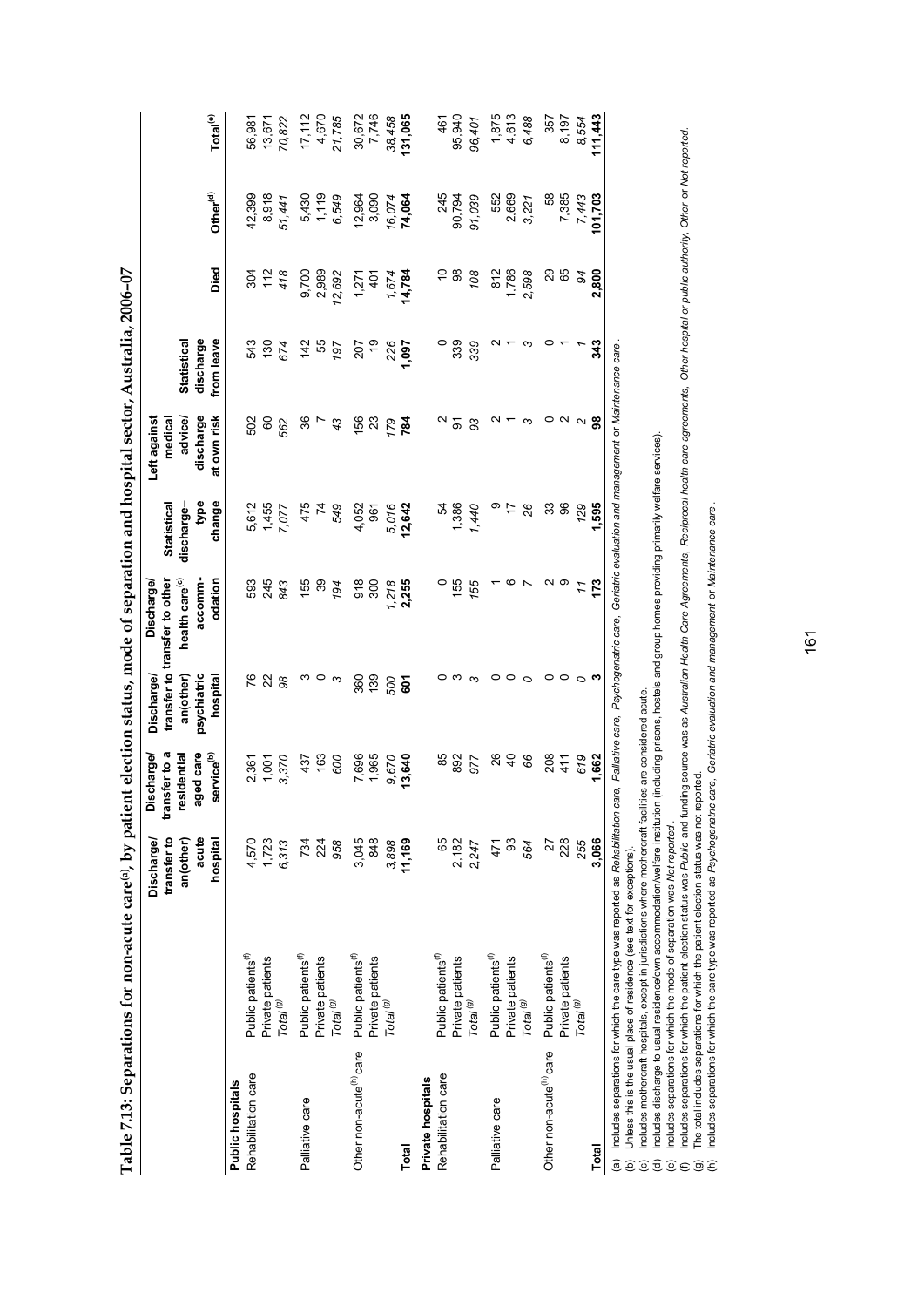**Table 7.13: Separations for non-acute care[a], by patient election status, mode of separation and hospital sector, Australia, 2006–07**

| | | Discharge/ transfer to an(other) acute hospital | Discharge/ transfer to a residential aged care service[b] | Discharge/ transfer to an(other) psychiatric hospital | Discharge/ transfer to other health care[c] accomm-odation | Statistical discharge–type change | Left against medical advice/ discharge at own risk | Statistical discharge from leave | Died | Other[d] | Total[e] |
|---|---|---|---|---|---|---|---|---|---|---|---|
| **Public hospitals** | | | | | | | | | | | |
| Rehabilitation care | Public patients[f] | 4,570 | 2,361 | 76 | 593 | 5,612 | 502 | 543 | 304 | 42,399 | 56,981 |
| | Private patients | 1,723 | 1,001 | 22 | 245 | 1,455 | 60 | 130 | 112 | 8,918 | 13,671 |
| | *Total[g]* | *6,313* | *3,370* | *98* | *843* | *7,077* | *562* | *674* | *418* | *51,441* | *70,822* |
| Palliative care | Public patients[f] | 734 | 437 | 3 | 155 | 475 | 36 | 142 | 9,700 | 5,430 | 17,112 |
| | Private patients | 224 | 163 | 0 | 39 | 74 | 7 | 55 | 2,989 | 1,119 | 4,670 |
| | *Total[g]* | *958* | *600* | *3* | *194* | *549* | *43* | *197* | *12,692* | *6,549* | *21,785* |
| Other non-acute[h] care | Public patients[f] | 3,045 | 7,696 | 360 | 918 | 4,052 | 156 | 207 | 1,271 | 12,964 | 30,672 |
| | Private patients | 848 | 1,965 | 139 | 300 | 961 | 23 | 19 | 401 | 3,090 | 7,746 |
| | *Total[g]* | *3,898* | *9,670* | *500* | *1,218* | *5,016* | *179* | *226* | *1,674* | *16,074* | *38,458* |
| **Total** | | **11,169** | **13,640** | **601** | **2,255** | **12,642** | **784** | **1,097** | **14,784** | **74,064** | **131,065** |
| **Private hospitals** | | | | | | | | | | | |
| Rehabilitation care | Public patients[f] | 65 | 85 | 0 | 0 | 54 | 2 | 0 | 10 | 245 | 461 |
| | Private patients | 2,182 | 892 | 3 | 155 | 1,386 | 91 | 339 | 98 | 90,794 | 95,940 |
| | *Total[g]* | *2,247* | *977* | *3* | *155* | *1,440* | *93* | *339* | *108* | *91,039* | *96,401* |
| Palliative care | Public patients[f] | 471 | 26 | 0 | 1 | 9 | 2 | 2 | 812 | 552 | 1,875 |
| | Private patients | 93 | 40 | 0 | 6 | 17 | 1 | 1 | 1,786 | 2,669 | 4,613 |
| | *Total[g]* | *564* | *66* | *0* | *7* | *26* | *3* | *3* | *2,598* | *3,221* | *6,488* |
| Other non-acute[h] care | Public patients[f] | 27 | 208 | 0 | 2 | 33 | 0 | 0 | 29 | 58 | 357 |
| | Private patients | 228 | 411 | 0 | 9 | 96 | 2 | 1 | 65 | 7,385 | 8,197 |
| | *Total[g]* | *255* | *619* | *0* | *11* | *129* | *2* | *1* | *94* | *7,443* | *8,554* |
| **Total** | | **3,066** | **1,662** | **3** | **173** | **1,595** | **98** | **343** | **2,800** | **101,703** | **111,443** |

(a) Includes separations for which the care type was reported as *Rehabilitation care, Palliative care, Psychogeriatric care, Geriatric evaluation and management* or *Maintenance care*.
(b) Unless this is the usual place of residence (see text for exceptions).
(c) Includes mothercraft hospitals, except in jurisdictions where mothercraft facilities are considered acute.
(d) Includes discharge to usual residence/own accommodation/welfare institution (including prisons, hostels and group homes providing primarily welfare services).
(e) Includes separations for which the mode of separation was *Not reported*.
(f) Includes separations for which the patient election status was *Public* and funding source was as *Australian Health Care Agreements, Reciprocal health care agreements, Other hospital or public authority, Other* or *Not reported*.
(g) The total includes separations for which the patient election status was not reported.
(h) Includes separations for which the care type was reported as *Psychogeriatric care, Geriatric evaluation and management* or *Maintenance care*.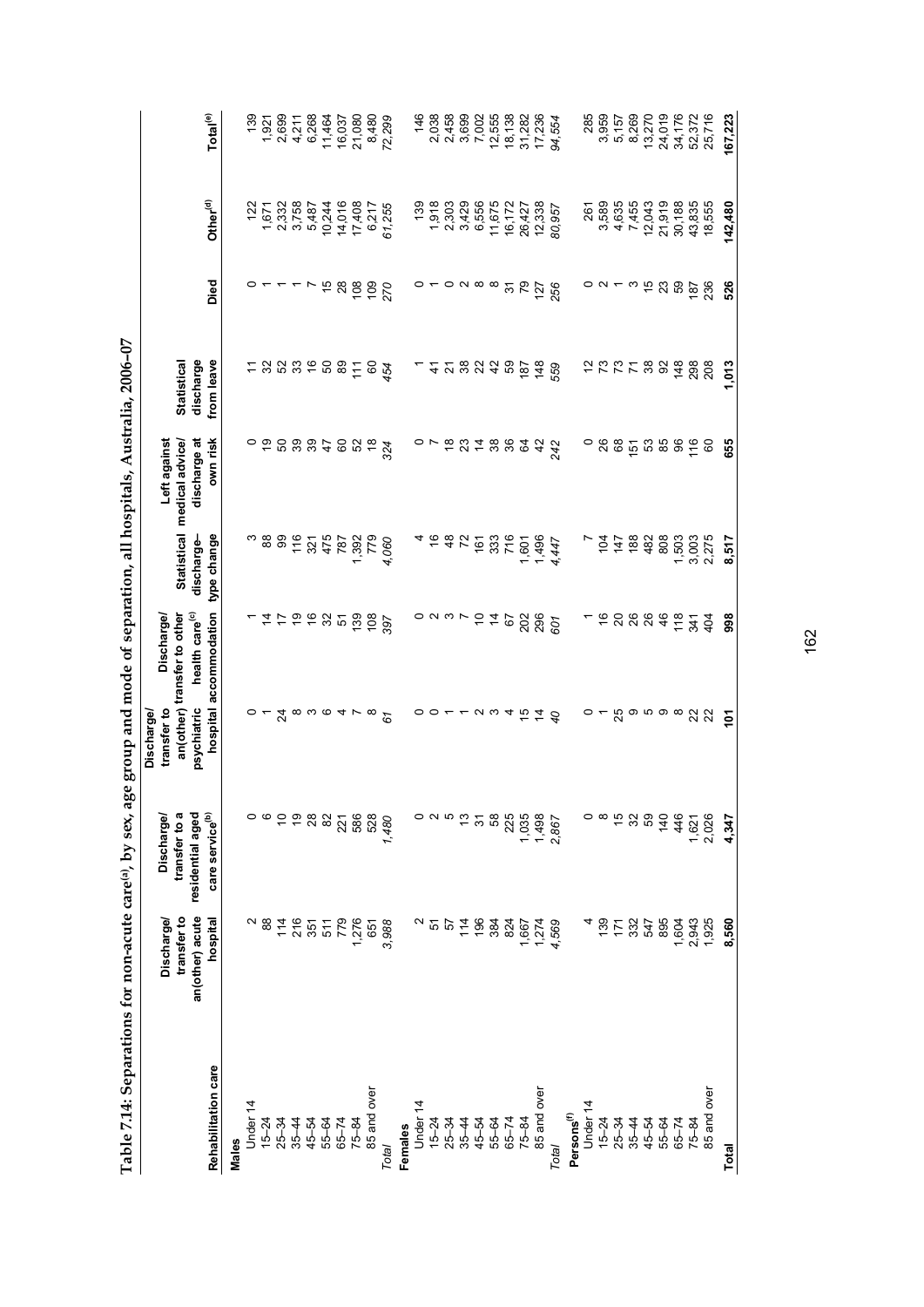**Table 7.14: Separations for non-acute care[(a)], by sex, age group and mode of separation, all hospitals, Australia, 2006–07**

| Rehabilitation care | Discharge/ transfer to an(other) acute hospital | Discharge/ transfer to a residential aged care service[(b)] | Discharge/ transfer to an(other) psychiatric hospital | Discharge/ transfer to other health care[(c)] accommodation | Statistical discharge– type change | Left against medical advice/ discharge at own risk | Statistical discharge from leave | Died | Other[(d)] | Total[(e)] |
|---|---|---|---|---|---|---|---|---|---|---|
| **Males** | | | | | | | | | | |
| Under 14 | 2 | 0 | 0 | 1 | 3 | 0 | 11 | 0 | 122 | 139 |
| 15–24 | 88 | 6 | 1 | 14 | 88 | 19 | 32 | 1 | 1,671 | 1,921 |
| 25–34 | 114 | 10 | 24 | 17 | 99 | 50 | 52 | 1 | 2,332 | 2,699 |
| 35–44 | 216 | 19 | 8 | 19 | 116 | 39 | 33 | 1 | 3,758 | 4,211 |
| 45–54 | 351 | 28 | 3 | 16 | 321 | 39 | 16 | 7 | 5,487 | 6,268 |
| 55–64 | 511 | 82 | 6 | 32 | 475 | 47 | 50 | 15 | 10,244 | 11,464 |
| 65–74 | 779 | 221 | 4 | 51 | 787 | 60 | 89 | 28 | 14,016 | 16,037 |
| 75–84 | 1,276 | 586 | 7 | 139 | 1,392 | 52 | 111 | 108 | 17,408 | 21,080 |
| 85 and over | 651 | 528 | 8 | 108 | 779 | 18 | 60 | 109 | 6,217 | 8,480 |
| *Total* | *3,988* | *1,480* | *61* | *397* | *4,060* | *324* | *454* | *270* | *61,255* | *72,299* |
| **Females** | | | | | | | | | | |
| Under 14 | 2 | 0 | 0 | 0 | 4 | 0 | 1 | 0 | 139 | 146 |
| 15–24 | 51 | 2 | 0 | 2 | 16 | 7 | 41 | 1 | 1,918 | 2,038 |
| 25–34 | 57 | 5 | 1 | 3 | 48 | 18 | 21 | 0 | 2,303 | 2,458 |
| 35–44 | 114 | 13 | 1 | 7 | 72 | 23 | 38 | 2 | 3,429 | 3,699 |
| 45–54 | 196 | 31 | 2 | 10 | 161 | 14 | 22 | 8 | 6,556 | 7,002 |
| 55–64 | 384 | 58 | 3 | 14 | 333 | 38 | 42 | 8 | 11,675 | 12,555 |
| 65–74 | 824 | 225 | 4 | 67 | 716 | 36 | 59 | 31 | 16,172 | 18,138 |
| 75–84 | 1,667 | 1,035 | 15 | 202 | 1,601 | 64 | 187 | 79 | 26,427 | 31,282 |
| 85 and over | 1,274 | 1,498 | 14 | 296 | 1,496 | 42 | 148 | 127 | 12,338 | 17,236 |
| *Total* | *4,569* | *2,867* | *40* | *601* | *4,447* | *242* | *559* | *256* | *80,957* | *94,554* |
| **Persons[(f)]** | | | | | | | | | | |
| Under 14 | 4 | 0 | 0 | 1 | 7 | 0 | 12 | 0 | 261 | 285 |
| 15–24 | 139 | 8 | 1 | 16 | 104 | 26 | 73 | 2 | 3,589 | 3,959 |
| 25–34 | 171 | 15 | 25 | 20 | 147 | 68 | 73 | 1 | 4,635 | 5,157 |
| 35–44 | 332 | 32 | 9 | 26 | 188 | 151 | 71 | 3 | 7,455 | 8,269 |
| 45–54 | 547 | 59 | 5 | 26 | 482 | 53 | 38 | 15 | 12,043 | 13,270 |
| 55–64 | 895 | 140 | 9 | 46 | 808 | 85 | 92 | 23 | 21,919 | 24,019 |
| 65–74 | 1,604 | 446 | 8 | 118 | 1,503 | 96 | 148 | 59 | 30,188 | 34,176 |
| 75–84 | 2,943 | 1,621 | 22 | 341 | 3,003 | 116 | 298 | 187 | 43,835 | 52,372 |
| 85 and over | 1,925 | 2,026 | 22 | 404 | 2,275 | 60 | 208 | 236 | 18,555 | 25,716 |
| **Total** | **8,560** | **4,347** | **101** | **998** | **8,517** | **655** | **1,013** | **526** | **142,480** | **167,223** |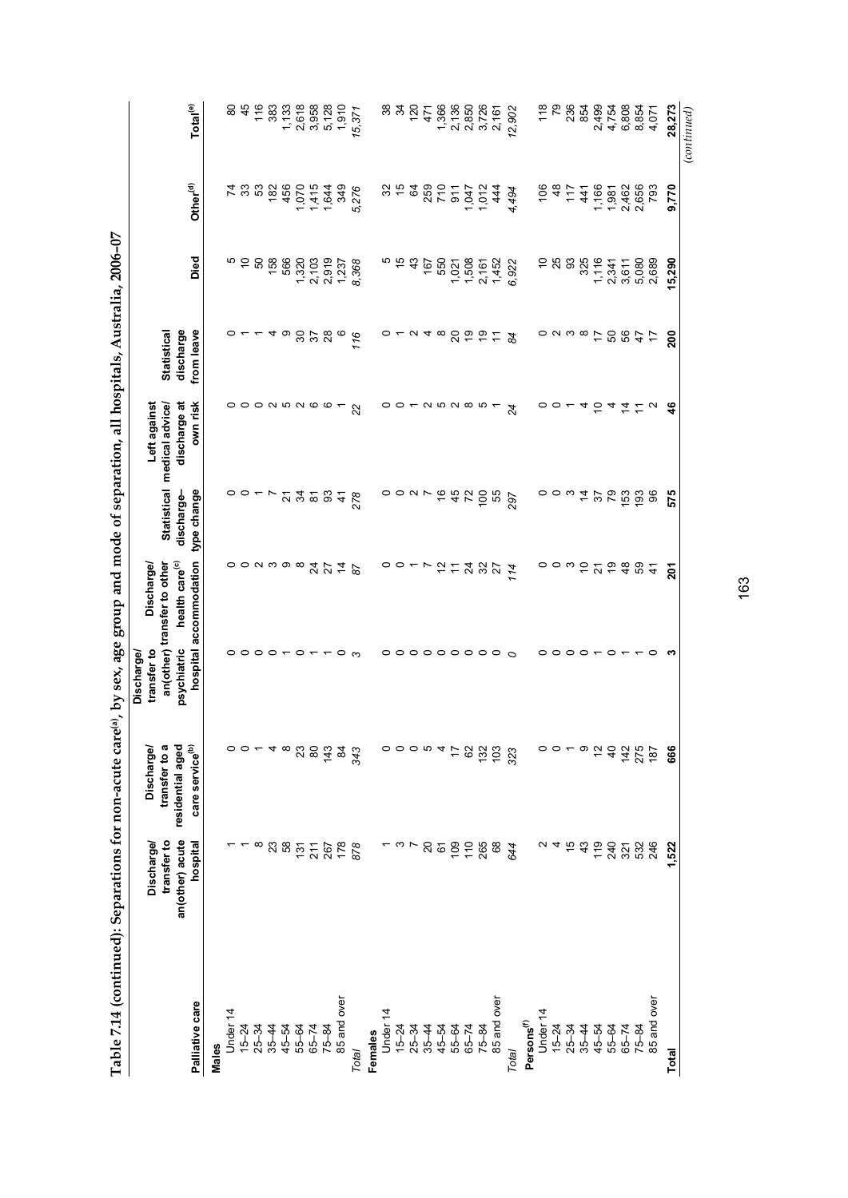**Table 7.14 (continued): Separations for non-acute care[(a)], by sex, age group and mode of separation, all hospitals, Australia, 2006–07**

| Palliative care | Discharge/ transfer to an(other) acute hospital | Discharge/ transfer to a residential aged care service[(b)] | Discharge/ transfer to an(other) psychiatric hospital | Discharge/ transfer to other health care[(c)] accommodation | Statistical discharge–type change | Left against medical advice/ discharge at own risk | Statistical discharge from leave | Died | Other[(d)] | Total[(e)] |
|---|---|---|---|---|---|---|---|---|---|---|
| **Males** | | | | | | | | | | |
| Under 14 | 1 | 0 | 0 | 0 | 0 | 0 | 0 | 5 | 74 | 80 |
| 15–24 | 1 | 0 | 0 | 0 | 0 | 0 | 1 | 10 | 33 | 45 |
| 25–34 | 8 | 1 | 0 | 2 | 1 | 0 | 1 | 50 | 53 | 116 |
| 35–44 | 23 | 4 | 0 | 3 | 7 | 2 | 4 | 158 | 182 | 383 |
| 45–54 | 58 | 8 | 1 | 9 | 21 | 5 | 9 | 566 | 456 | 1,133 |
| 55–64 | 131 | 23 | 0 | 8 | 34 | 2 | 30 | 1,320 | 1,070 | 2,618 |
| 65–74 | 211 | 80 | 1 | 24 | 81 | 6 | 37 | 2,103 | 1,415 | 3,958 |
| 75–84 | 267 | 143 | 1 | 27 | 93 | 6 | 28 | 2,919 | 1,644 | 5,128 |
| 85 and over | 178 | 84 | 0 | 14 | 41 | 1 | 6 | 1,237 | 349 | 1,910 |
| *Total* | *878* | *343* | *3* | *87* | *278* | *22* | *116* | *8,368* | *5,276* | *15,371* |
| **Females** | | | | | | | | | | |
| Under 14 | 1 | 0 | 0 | 0 | 0 | 0 | 0 | 5 | 32 | 38 |
| 15–24 | 3 | 0 | 0 | 0 | 0 | 0 | 1 | 15 | 15 | 34 |
| 25–34 | 7 | 0 | 0 | 1 | 2 | 1 | 2 | 43 | 64 | 120 |
| 35–44 | 20 | 5 | 0 | 7 | 7 | 2 | 4 | 167 | 259 | 471 |
| 45–54 | 61 | 4 | 0 | 12 | 16 | 5 | 8 | 550 | 710 | 1,366 |
| 55–64 | 109 | 17 | 0 | 11 | 45 | 2 | 20 | 1,021 | 911 | 2,136 |
| 65–74 | 110 | 62 | 0 | 24 | 72 | 8 | 19 | 1,508 | 1,047 | 2,850 |
| 75–84 | 265 | 132 | 0 | 32 | 100 | 5 | 19 | 2,161 | 1,012 | 3,726 |
| 85 and over | 68 | 103 | 0 | 27 | 55 | 1 | 11 | 1,452 | 444 | 2,161 |
| *Total* | *644* | *323* | *0* | *114* | *297* | *24* | *84* | *6,922* | *4,494* | *12,902* |
| **Persons[(f)]** | | | | | | | | | | |
| Under 14 | 2 | 0 | 0 | 0 | 0 | 0 | 0 | 10 | 106 | 118 |
| 15–24 | 4 | 0 | 0 | 0 | 0 | 0 | 2 | 25 | 48 | 79 |
| 25–34 | 15 | 1 | 0 | 3 | 3 | 1 | 3 | 93 | 117 | 236 |
| 35–44 | 43 | 9 | 0 | 10 | 14 | 4 | 8 | 325 | 441 | 854 |
| 45–54 | 119 | 12 | 1 | 21 | 37 | 10 | 17 | 1,116 | 1,166 | 2,499 |
| 55–64 | 240 | 40 | 0 | 19 | 79 | 4 | 50 | 2,341 | 1,981 | 4,754 |
| 65–74 | 321 | 142 | 1 | 48 | 153 | 14 | 56 | 3,611 | 2,462 | 6,808 |
| 75–84 | 532 | 275 | 1 | 59 | 193 | 11 | 47 | 5,080 | 2,656 | 8,854 |
| 85 and over | 246 | 187 | 0 | 41 | 96 | 2 | 17 | 2,689 | 793 | 4,071 |
| **Total** | **1,522** | **666** | **3** | **201** | **575** | **46** | **200** | **15,290** | **9,770** | **28,273** |

*(continued)*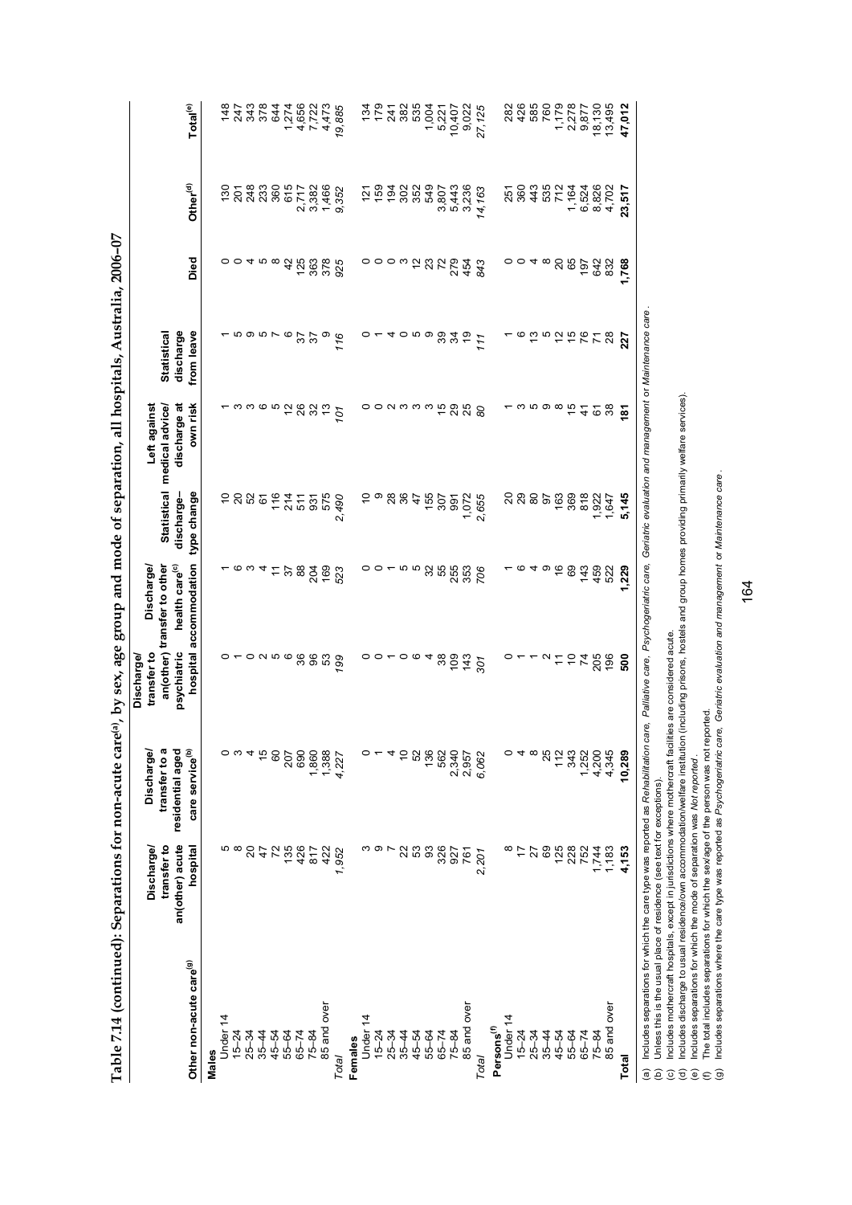# Table 7.14 (continued): Separations for non-acute care[(a)], by sex, age group and mode of separation, all hospitals, Australia, 2006–07

| Other non-acute care[(g)] | Discharge/ transfer to an(other) acute hospital | Discharge/ transfer to a residential aged care service[(b)] | Discharge/ transfer to an(other) psychiatric hospital | Discharge/ transfer to other health care[(c)] accommodation | Statistical discharge– type change | Left against medical advice/ discharge at own risk | Statistical discharge from leave | Died | Other[(d)] | Total[(e)] |
|---|---|---|---|---|---|---|---|---|---|---|
| **Males** | | | | | | | | | | |
| Under 14 | 5 | 0 | 0 | 1 | 10 | 1 | 1 | 0 | 130 | 148 |
| 15–24 | 8 | 3 | 1 | 6 | 20 | 3 | 5 | 0 | 201 | 247 |
| 25–34 | 20 | 4 | 0 | 3 | 52 | 3 | 9 | 4 | 248 | 343 |
| 35–44 | 47 | 15 | 2 | 4 | 61 | 6 | 5 | 5 | 233 | 378 |
| 45–54 | 72 | 60 | 5 | 11 | 116 | 5 | 7 | 8 | 360 | 644 |
| 55–64 | 135 | 207 | 6 | 37 | 214 | 12 | 6 | 42 | 615 | 1,274 |
| 65–74 | 426 | 690 | 36 | 88 | 511 | 26 | 37 | 125 | 2,717 | 4,656 |
| 75–84 | 817 | 1,860 | 96 | 204 | 931 | 32 | 37 | 363 | 3,382 | 7,722 |
| 85 and over | 422 | 1,388 | 53 | 169 | 575 | 13 | 9 | 378 | 1,466 | 4,473 |
| *Total* | *1,952* | *4,227* | *199* | *523* | *2,490* | *101* | *116* | *925* | *9,352* | *19,885* |
| **Females** | | | | | | | | | | |
| Under 14 | 3 | 0 | 0 | 0 | 10 | 0 | 0 | 0 | 121 | 134 |
| 15–24 | 9 | 1 | 0 | 0 | 9 | 0 | 1 | 0 | 159 | 179 |
| 25–34 | 7 | 4 | 1 | 1 | 28 | 2 | 4 | 0 | 194 | 241 |
| 35–44 | 22 | 10 | 0 | 5 | 36 | 3 | 0 | 3 | 302 | 382 |
| 45–54 | 53 | 52 | 6 | 5 | 47 | 3 | 5 | 12 | 352 | 535 |
| 55–64 | 93 | 136 | 4 | 32 | 155 | 3 | 9 | 23 | 549 | 1,004 |
| 65–74 | 326 | 562 | 38 | 55 | 307 | 15 | 39 | 72 | 3,807 | 5,221 |
| 75–84 | 927 | 2,340 | 109 | 255 | 991 | 29 | 34 | 279 | 5,443 | 10,407 |
| 85 and over | 761 | 2,957 | 143 | 353 | 1,072 | 25 | 19 | 454 | 3,236 | 9,022 |
| *Total* | *2,201* | *6,062* | *301* | *706* | *2,655* | *80* | *111* | *843* | *14,163* | *27,125* |
| **Persons[(f)]** | | | | | | | | | | |
| Under 14 | 8 | 0 | 0 | 1 | 20 | 1 | 1 | 0 | 251 | 282 |
| 15–24 | 17 | 4 | 1 | 6 | 29 | 3 | 6 | 0 | 360 | 426 |
| 25–34 | 27 | 8 | 1 | 4 | 80 | 5 | 13 | 4 | 443 | 585 |
| 35–44 | 69 | 25 | 2 | 9 | 97 | 9 | 5 | 8 | 535 | 760 |
| 45–54 | 125 | 112 | 11 | 16 | 163 | 8 | 12 | 20 | 712 | 1,179 |
| 55–64 | 228 | 343 | 10 | 69 | 369 | 15 | 15 | 65 | 1,164 | 2,278 |
| 65–74 | 752 | 1,252 | 74 | 143 | 818 | 41 | 76 | 197 | 6,524 | 9,877 |
| 75–84 | 1,744 | 4,200 | 205 | 459 | 1,922 | 61 | 71 | 642 | 8,826 | 18,130 |
| 85 and over | 1,183 | 4,345 | 196 | 522 | 1,647 | 38 | 28 | 832 | 4,702 | 13,495 |
| **Total** | **4,153** | **10,289** | **500** | **1,229** | **5,145** | **181** | **227** | **1,768** | **23,517** | **47,012** |

(a) Includes separations for which the care type was reported as *Rehabilitation care*, *Palliative care*, *Psychogeriatric care*, *Geriatric evaluation and management* or *Maintenance care*.
(b) Unless this is the usual place of residence (see text for exceptions).
(c) Includes mothercraft hospitals, except in jurisdictions where mothercraft facilities are considered acute.
(d) Includes discharge to usual residence/own accommodation/welfare institution (including prisons, hostels and group homes providing primarily welfare services).
(e) Includes separations for which the mode of separation was *Not reported*.
(f) The total includes separations for which the sex/age of the person was not reported.
(g) Includes separations where the care type was reported as *Psychogeriatric care*, *Geriatric evaluation and management* or *Maintenance care*.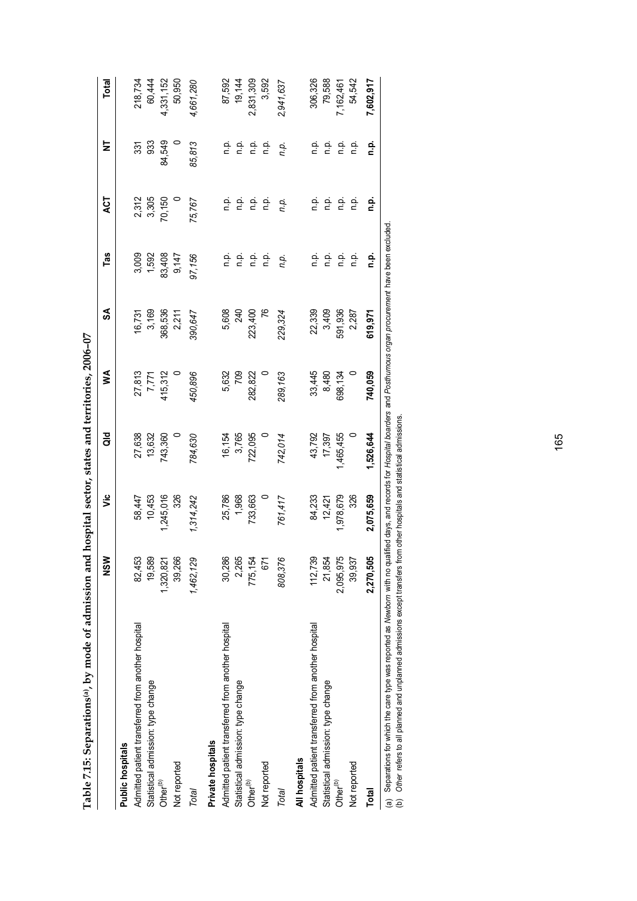**Table 7.15: Separations[(a)], by mode of admission and hospital sector, states and territories, 2006–07**

| | NSW | Vic | Qld | WA | SA | Tas | ACT | NT | Total |
|---|---|---|---|---|---|---|---|---|---|
| **Public hospitals** | | | | | | | | | |
| Admitted patient transferred from another hospital | 82,453 | 58,447 | 27,638 | 27,813 | 16,731 | 3,009 | 2,312 | 331 | 218,734 |
| Statistical admission: type change | 19,589 | 10,453 | 13,632 | 7,771 | 3,169 | 1,592 | 3,305 | 933 | 60,444 |
| Other[(b)] | 1,320,821 | 1,245,016 | 743,360 | 415,312 | 368,536 | 83,408 | 70,150 | 84,549 | 4,331,152 |
| Not reported | 39,266 | 326 | 0 | 0 | 2,211 | 9,147 | 0 | 0 | 50,950 |
| *Total* | *1,462,129* | *1,314,242* | *784,630* | *450,896* | *390,647* | *97,156* | *75,767* | *85,813* | *4,661,280* |
| **Private hospitals** | | | | | | | | | |
| Admitted patient transferred from another hospital | 30,286 | 25,786 | 16,154 | 5,632 | 5,608 | n.p. | n.p. | n.p. | 87,592 |
| Statistical admission: type change | 2,265 | 1,968 | 3,765 | 709 | 240 | n.p. | n.p. | n.p. | 19,144 |
| Other[(b)] | 775,154 | 733,663 | 722,095 | 282,822 | 223,400 | n.p. | n.p. | n.p. | 2,831,309 |
| Not reported | 671 | 0 | 0 | 0 | 76 | n.p. | n.p. | n.p. | 3,592 |
| *Total* | *808,376* | *761,417* | *742,014* | *289,163* | *229,324* | *n.p.* | *n.p.* | *n.p.* | *2,941,637* |
| **All hospitals** | | | | | | | | | |
| Admitted patient transferred from another hospital | 112,739 | 84,233 | 43,792 | 33,445 | 22,339 | n.p. | n.p. | n.p. | 306,326 |
| Statistical admission: type change | 21,854 | 12,421 | 17,397 | 8,480 | 3,409 | n.p. | n.p. | n.p. | 79,588 |
| Other[(b)] | 2,095,975 | 1,978,679 | 1,465,455 | 698,134 | 591,936 | n.p. | n.p. | n.p. | 7,162,461 |
| Not reported | 39,937 | 326 | 0 | 0 | 2,287 | n.p. | n.p. | n.p. | 54,542 |
| **Total** | **2,270,505** | **2,075,659** | **1,526,644** | **740,059** | **619,971** | **n.p.** | **n.p.** | **n.p.** | **7,602,917** |

(a) Separations for which the care type was reported as *Newborn* with no qualified days, and records for *Hospital boarders* and *Posthumous organ procurement* have been excluded.
(b) *Other* refers to all planned and unplanned admissions except transfers from other hospitals and statistical admissions.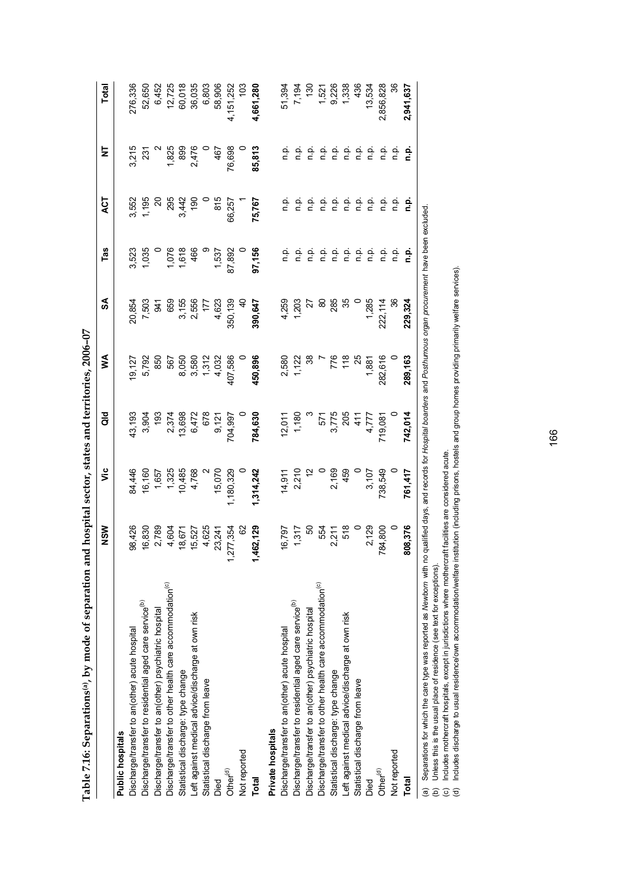**Table 7.16: Separations[(a)], by mode of separation and hospital sector, states and territories, 2006–07**

| | NSW | Vic | Qld | WA | SA | Tas | ACT | NT | Total |
|---|---|---|---|---|---|---|---|---|---|
| **Public hospitals** | | | | | | | | | |
| Discharge/transfer to an(other) acute hospital | 98,426 | 84,446 | 43,193 | 19,127 | 20,854 | 3,523 | 3,552 | 3,215 | 276,336 |
| Discharge/transfer to residential aged care service[(b)] | 16,830 | 16,160 | 3,904 | 5,792 | 7,503 | 1,035 | 1,195 | 231 | 52,650 |
| Discharge/transfer to an(other) psychiatric hospital | 2,789 | 1,657 | 193 | 850 | 941 | 0 | 20 | 2 | 6,452 |
| Discharge/transfer to other health care accommodation[(c)] | 4,604 | 1,325 | 2,374 | 567 | 659 | 1,076 | 295 | 1,825 | 12,725 |
| Statistical discharge: type change | 18,671 | 10,485 | 13,698 | 8,050 | 3,155 | 1,618 | 3,442 | 899 | 60,018 |
| Left against medical advice/discharge at own risk | 15,527 | 4,768 | 6,472 | 3,580 | 2,556 | 466 | 190 | 2,476 | 36,035 |
| Statistical discharge from leave | 4,625 | 2 | 678 | 1,312 | 177 | 9 | 0 | 0 | 6,803 |
| Died | 23,241 | 15,070 | 9,121 | 4,032 | 4,623 | 1,537 | 815 | 467 | 58,906 |
| Other[(d)] | 1,277,354 | 1,180,329 | 704,997 | 407,586 | 350,139 | 87,892 | 66,257 | 76,698 | 4,151,252 |
| Not reported | 62 | 0 | 0 | 0 | 40 | 0 | 1 | 0 | 103 |
| **Total** | **1,462,129** | **1,314,242** | **784,630** | **450,896** | **390,647** | **97,156** | **75,767** | **85,813** | **4,661,280** |
| **Private hospitals** | | | | | | | | | |
| Discharge/transfer to an(other) acute hospital | 16,797 | 14,911 | 12,011 | 2,580 | 4,259 | n.p. | n.p. | n.p. | 51,394 |
| Discharge/transfer to residential aged care service[(b)] | 1,317 | 2,210 | 1,180 | 1,122 | 1,203 | n.p. | n.p. | n.p. | 7,194 |
| Discharge/transfer to an(other) psychiatric hospital | 50 | 12 | 3 | 38 | 27 | n.p. | n.p. | n.p. | 130 |
| Discharge/transfer to other health care accommodation[(c)] | 554 | 0 | 571 | 7 | 80 | n.p. | n.p. | n.p. | 1,521 |
| Statistical discharge: type change | 2,211 | 2,169 | 3,775 | 776 | 285 | n.p. | n.p. | n.p. | 9,226 |
| Left against medical advice/discharge at own risk | 518 | 459 | 205 | 118 | 35 | n.p. | n.p. | n.p. | 1,338 |
| Statistical discharge from leave | 0 | 0 | 411 | 25 | 0 | n.p. | n.p. | n.p. | 436 |
| Died | 2,129 | 3,107 | 4,777 | 1,881 | 1,285 | n.p. | n.p. | n.p. | 13,534 |
| Other[(d)] | 784,800 | 738,549 | 719,081 | 282,616 | 222,114 | n.p. | n.p. | n.p. | 2,856,828 |
| Not reported | 0 | 0 | 0 | 0 | 36 | n.p. | n.p. | n.p. | 36 |
| **Total** | **808,376** | **761,417** | **742,014** | **289,163** | **229,324** | **n.p.** | **n.p.** | **n.p.** | **2,941,637** |

(a) Separations for which the care type was reported as *Newborn* with no qualified days, and records for *Hospital boarders* and *Posthumous organ procurement* have been excluded.
(b) Unless this is the usual place of residence (see text for exceptions).
(c) Includes mothercraft hospitals, except in jurisdictions where mothercraft facilities are considered acute.
(d) Includes discharge to usual residence/own accommodation/welfare institution (including prisons, hostels and group homes providing primarily welfare services).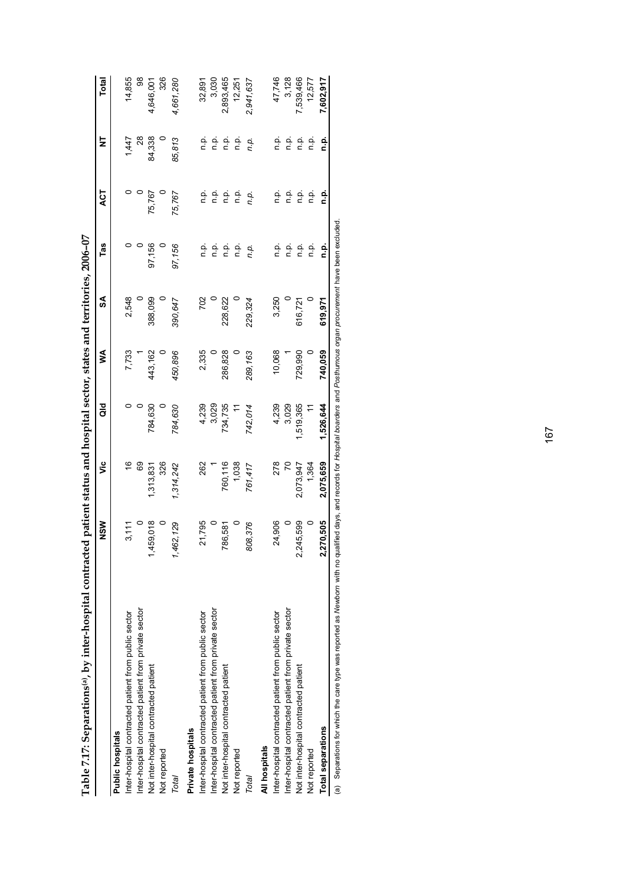# Table 7.17: Separations[a], by inter-hospital contracted patient status and hospital sector, states and territories, 2006–07

| | NSW | Vic | Qld | WA | SA | Tas | ACT | NT | Total |
|---|---|---|---|---|---|---|---|---|---|
| **Public hospitals** | | | | | | | | | |
| Inter-hospital contracted patient from public sector | 3,111 | 16 | 0 | 7,733 | 2,548 | 0 | 0 | 1,447 | 14,855 |
| Inter-hospital contracted patient from private sector | 0 | 69 | 0 | 1 | 0 | 0 | 0 | 28 | 98 |
| Not inter-hospital contracted patient | 1,459,018 | 1,313,831 | 784,630 | 443,162 | 388,099 | 97,156 | 75,767 | 84,338 | 4,646,001 |
| Not reported | 0 | 326 | 0 | 0 | 0 | 0 | 0 | 0 | 326 |
| *Total* | *1,462,129* | *1,314,242* | *784,630* | *450,896* | *390,647* | *97,156* | *75,767* | *85,813* | *4,661,280* |
| **Private hospitals** | | | | | | | | | |
| Inter-hospital contracted patient from public sector | 21,795 | 262 | 4,239 | 2,335 | 702 | n.p. | n.p. | n.p. | 32,891 |
| Inter-hospital contracted patient from private sector | 0 | 1 | 3,029 | 0 | 0 | n.p. | n.p. | n.p. | 3,030 |
| Not inter-hospital contracted patient | 786,581 | 760,116 | 734,735 | 286,828 | 228,622 | n.p. | n.p. | n.p. | 2,893,465 |
| Not reported | 0 | 1,038 | 11 | 0 | 0 | n.p. | n.p. | n.p. | 12,251 |
| *Total* | *808,376* | *761,417* | *742,014* | *289,163* | *229,324* | *n.p.* | *n.p.* | *n.p.* | *2,941,637* |
| **All hospitals** | | | | | | | | | |
| Inter-hospital contracted patient from public sector | 24,906 | 278 | 4,239 | 10,068 | 3,250 | n.p. | n.p. | n.p. | 47,746 |
| Inter-hospital contracted patient from private sector | 0 | 70 | 3,029 | 1 | 0 | n.p. | n.p. | n.p. | 3,128 |
| Not inter-hospital contracted patient | 2,245,599 | 2,073,947 | 1,519,365 | 729,990 | 616,721 | n.p. | n.p. | n.p. | 7,539,466 |
| Not reported | 0 | 1,364 | 11 | 0 | 0 | n.p. | n.p. | n.p. | 12,577 |
| **Total separations** | **2,270,505** | **2,075,659** | **1,526,644** | **740,059** | **619,971** | **n.p.** | **n.p.** | **n.p.** | **7,602,917** |

(a) Separations for which the care type was reported as *Newborn* with no qualified days, and records for *Hospital boarders* and *Posthumous organ procurement* have been excluded.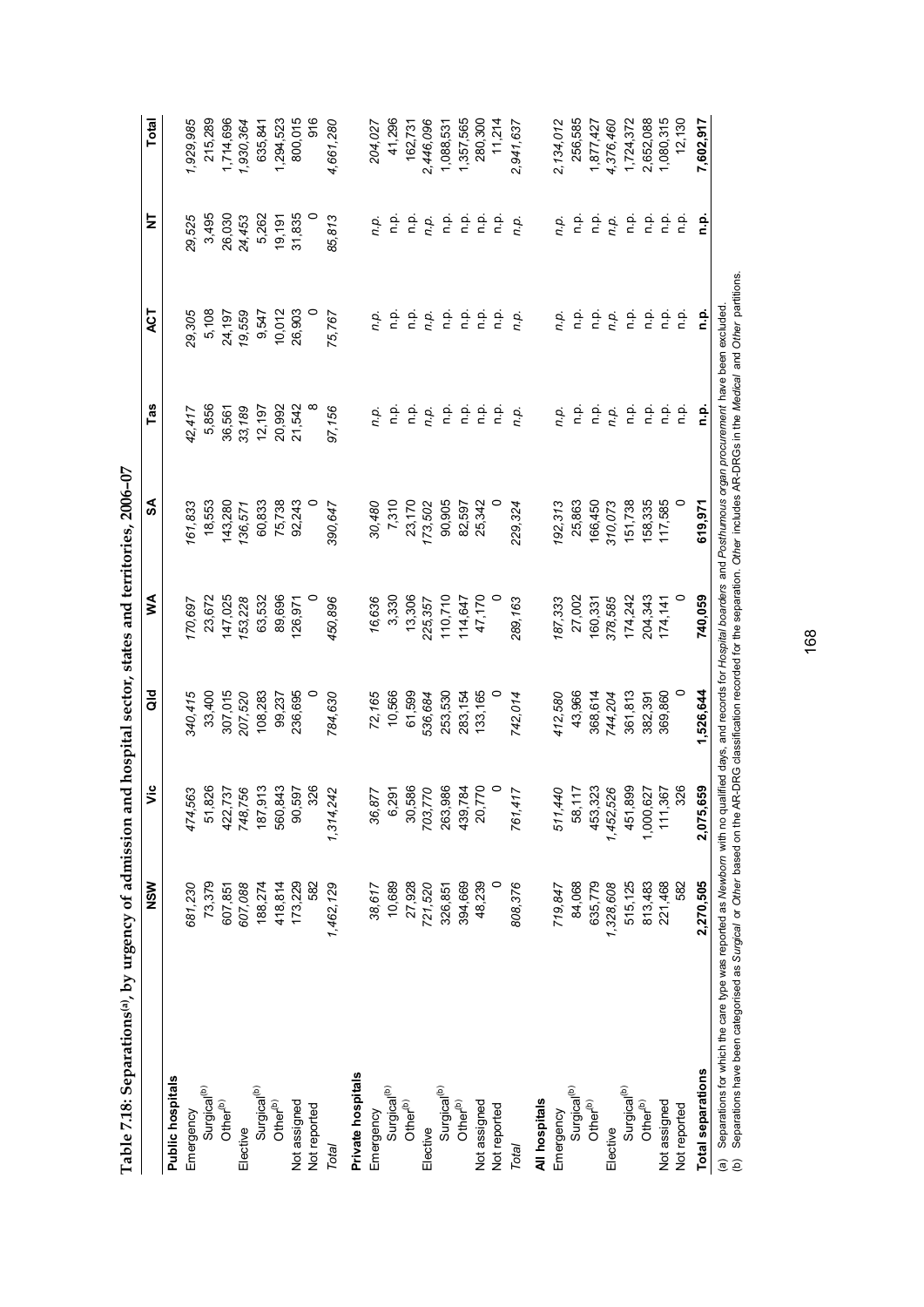# Table 7.18: Separations[(a)], by urgency of admission and hospital sector, states and territories, 2006–07

| | NSW | Vic | Qld | WA | SA | Tas | ACT | NT | Total |
|---|---|---|---|---|---|---|---|---|---|
| **Public hospitals** | | | | | | | | | |
| Emergency | *681,230* | *474,563* | *340,415* | *170,697* | *161,833* | *42,417* | *29,305* | *29,525* | *1,929,985* |
| Surgical[(b)] | 73,379 | 51,826 | 33,400 | 23,672 | 18,553 | 5,856 | 5,108 | 3,495 | 215,289 |
| Other[(b)] | 607,851 | 422,737 | 307,015 | 147,025 | 143,280 | 36,561 | 24,197 | 26,030 | 1,714,696 |
| Elective | *607,088* | *748,756* | *207,520* | *153,228* | *136,571* | *33,189* | *19,559* | *24,453* | *1,930,364* |
| Surgical[(b)] | 188,274 | 187,913 | 108,283 | 63,532 | 60,833 | 12,197 | 9,547 | 5,262 | 635,841 |
| Other[(b)] | 418,814 | 560,843 | 99,237 | 89,696 | 75,738 | 20,992 | 10,012 | 19,191 | 1,294,523 |
| Not assigned | 173,229 | 90,597 | 236,695 | 126,971 | 92,243 | 21,542 | 26,903 | 31,835 | 800,015 |
| Not reported | 582 | 326 | 0 | 0 | 0 | 8 | 0 | 0 | 916 |
| *Total* | *1,462,129* | *1,314,242* | *784,630* | *450,896* | *390,647* | *97,156* | *75,767* | *85,813* | *4,661,280* |
| **Private hospitals** | | | | | | | | | |
| Emergency | *38,617* | *36,877* | *72,165* | *16,636* | *30,480* | *n.p.* | *n.p.* | *n.p.* | *204,027* |
| Surgical[(b)] | 10,689 | 6,291 | 10,566 | 3,330 | 7,310 | n.p. | n.p. | n.p. | 41,296 |
| Other[(b)] | 27,928 | 30,586 | 61,599 | 13,306 | 23,170 | n.p. | n.p. | n.p. | 162,731 |
| Elective | *721,520* | *703,770* | *536,684* | *225,357* | *173,502* | *n.p.* | *n.p.* | *n.p.* | *2,446,096* |
| Surgical[(b)] | 326,851 | 263,986 | 253,530 | 110,710 | 90,905 | n.p. | n.p. | n.p. | 1,088,531 |
| Other[(b)] | 394,669 | 439,784 | 283,154 | 114,647 | 82,597 | n.p. | n.p. | n.p. | 1,357,565 |
| Not assigned | 48,239 | 20,770 | 133,165 | 47,170 | 25,342 | n.p. | n.p. | n.p. | 280,300 |
| Not reported | 0 | 0 | 0 | 0 | 0 | n.p. | n.p. | n.p. | 11,214 |
| *Total* | *808,376* | *761,417* | *742,014* | *289,163* | *229,324* | *n.p.* | *n.p.* | *n.p.* | *2,941,637* |
| **All hospitals** | | | | | | | | | |
| Emergency | *719,847* | *511,440* | *412,580* | *187,333* | *192,313* | *n.p.* | *n.p.* | *n.p.* | *2,134,012* |
| Surgical[(b)] | 84,068 | 58,117 | 43,966 | 27,002 | 25,863 | n.p. | n.p. | n.p. | 256,585 |
| Other[(b)] | 635,779 | 453,323 | 368,614 | 160,331 | 166,450 | n.p. | n.p. | n.p. | 1,877,427 |
| Elective | *1,328,608* | *1,452,526* | *744,204* | *378,585* | *310,073* | *n.p.* | *n.p.* | *n.p.* | *4,376,460* |
| Surgical[(b)] | 515,125 | 451,899 | 361,813 | 174,242 | 151,738 | n.p. | n.p. | n.p. | 1,724,372 |
| Other[(b)] | 813,483 | 1,000,627 | 382,391 | 204,343 | 158,335 | n.p. | n.p. | n.p. | 2,652,088 |
| Not assigned | 221,468 | 111,367 | 369,860 | 174,141 | 117,585 | n.p. | n.p. | n.p. | 1,080,315 |
| Not reported | 582 | 326 | 0 | 0 | 0 | n.p. | n.p. | n.p. | 12,130 |
| **Total separations** | **2,270,505** | **2,075,659** | **1,526,644** | **740,059** | **619,971** | **n.p.** | **n.p.** | **n.p.** | **7,602,917** |

(a) Separations for which the care type was reported as *Newborn* with no qualified days, and records for *Hospital boarders* and *Posthumous organ procurement* have been excluded.

(b) Separations have been categorised as *Surgical* or *Other* based on the AR-DRG classification recorded for the separation. *Other* includes AR-DRGs in the *Medical* and *Other* partitions.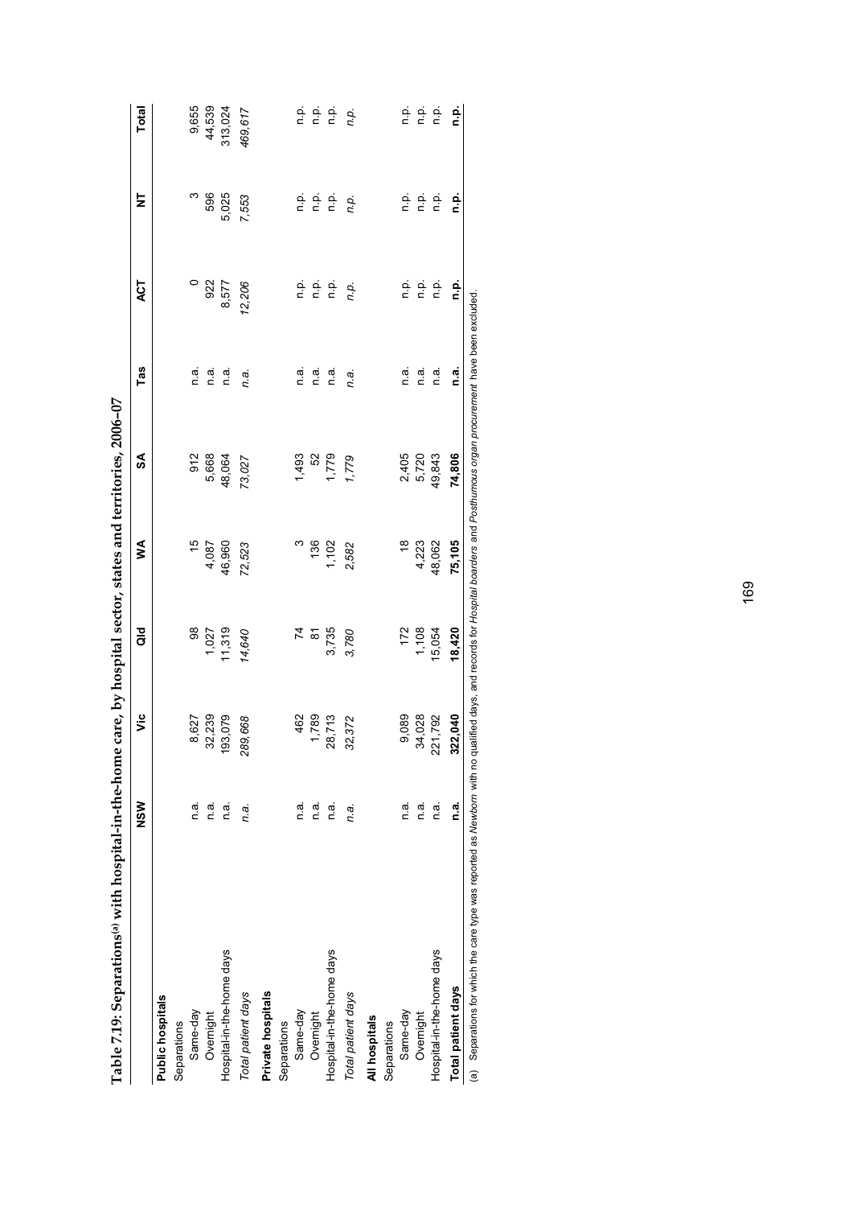**Table 7.19: Separations[(a)] with hospital-in-the-home care, by hospital sector, states and territories, 2006–07**

| | NSW | Vic | Qld | WA | SA | Tas | ACT | NT | Total |
|---|---|---|---|---|---|---|---|---|---|
| **Public hospitals** | | | | | | | | | |
| Separations | | | | | | | | | |
| Same-day | n.a. | 8,627 | 98 | 15 | 912 | n.a. | 0 | 3 | 9,655 |
| Overnight | n.a. | 32,239 | 1,027 | 4,087 | 5,668 | n.a. | 922 | 596 | 44,539 |
| Hospital-in-the-home days | n.a. | 193,079 | 11,319 | 46,960 | 48,064 | n.a. | 8,577 | 5,025 | 313,024 |
| *Total patient days* | *n.a.* | *289,668* | *14,640* | *72,523* | *73,027* | *n.a.* | *12,206* | *7,553* | *469,617* |
| **Private hospitals** | | | | | | | | | |
| Separations | | | | | | | | | |
| Same-day | n.a. | 462 | 74 | 3 | 1,493 | n.a. | n.p. | n.p. | n.p. |
| Overnight | n.a. | 1,789 | 81 | 136 | 52 | n.a. | n.p. | n.p. | n.p. |
| Hospital-in-the-home days | n.a. | 28,713 | 3,735 | 1,102 | 1,779 | n.a. | n.p. | n.p. | n.p. |
| *Total patient days* | *n.a.* | *32,372* | *3,780* | *2,582* | *1,779* | *n.a.* | *n.p.* | *n.p.* | *n.p.* |
| **All hospitals** | | | | | | | | | |
| Separations | | | | | | | | | |
| Same-day | n.a. | 9,089 | 172 | 18 | 2,405 | n.a. | n.p. | n.p. | n.p. |
| Overnight | n.a. | 34,028 | 1,108 | 4,223 | 5,720 | n.a. | n.p. | n.p. | n.p. |
| Hospital-in-the-home days | n.a. | 221,792 | 15,054 | 48,062 | 49,843 | n.a. | n.p. | n.p. | n.p. |
| **Total patient days** | **n.a.** | **322,040** | **18,420** | **75,105** | **74,806** | **n.a.** | **n.p.** | **n.p.** | **n.p.** |

(a) Separations for which the care type was reported as *Newborn* with no qualified days, and records for *Hospital boarders* and *Posthumous organ procurement* have been excluded.